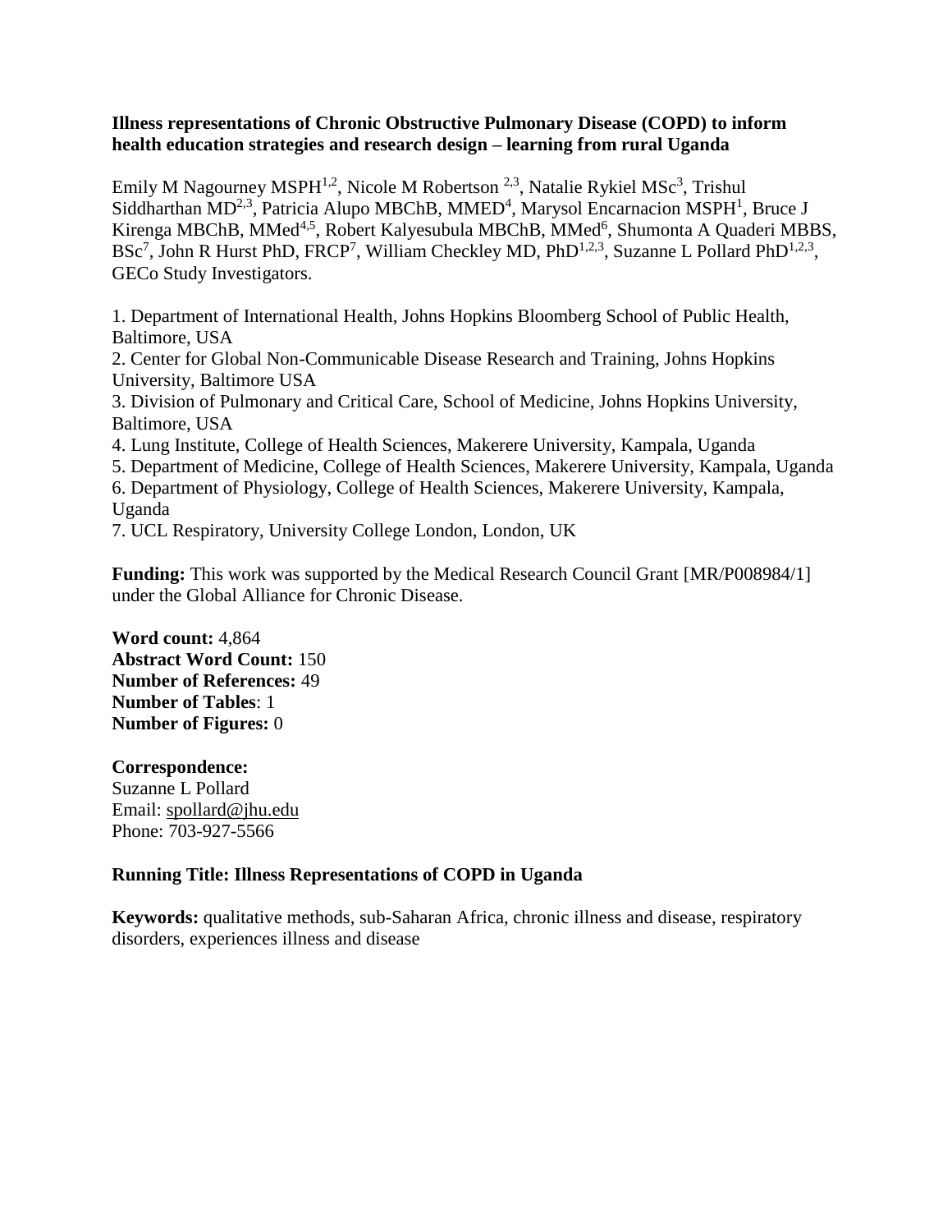# Illness representations of Chronic Obstructive Pulmonary Disease (COPD) to inform health education strategies and research design – learning from rural Uganda

Emily M Nagourney MSPH[1,2], Nicole M Robertson [2,3], Natalie Rykiel MSc[3], Trishul Siddharthan MD[2,3], Patricia Alupo MBChB, MMED[4], Marysol Encarnacion MSPH[1], Bruce J Kirenga MBChB, MMed[4,5], Robert Kalyesubula MBChB, MMed[6], Shumonta A Quaderi MBBS, BSc[7], John R Hurst PhD, FRCP[7], William Checkley MD, PhD[1,2,3], Suzanne L Pollard PhD[1,2,3], GECo Study Investigators.

1. Department of International Health, Johns Hopkins Bloomberg School of Public Health, Baltimore, USA
2. Center for Global Non-Communicable Disease Research and Training, Johns Hopkins University, Baltimore USA
3. Division of Pulmonary and Critical Care, School of Medicine, Johns Hopkins University, Baltimore, USA
4. Lung Institute, College of Health Sciences, Makerere University, Kampala, Uganda
5. Department of Medicine, College of Health Sciences, Makerere University, Kampala, Uganda
6. Department of Physiology, College of Health Sciences, Makerere University, Kampala, Uganda
7. UCL Respiratory, University College London, London, UK

**Funding:** This work was supported by the Medical Research Council Grant [MR/P008984/1] under the Global Alliance for Chronic Disease.

**Word count:** 4,864
**Abstract Word Count:** 150
**Number of References:** 49
**Number of Tables**: 1
**Number of Figures:** 0

**Correspondence:**
Suzanne L Pollard
Email: spollard@jhu.edu
Phone: 703-927-5566

**Running Title: Illness Representations of COPD in Uganda**

**Keywords:** qualitative methods, sub-Saharan Africa, chronic illness and disease, respiratory disorders, experiences illness and disease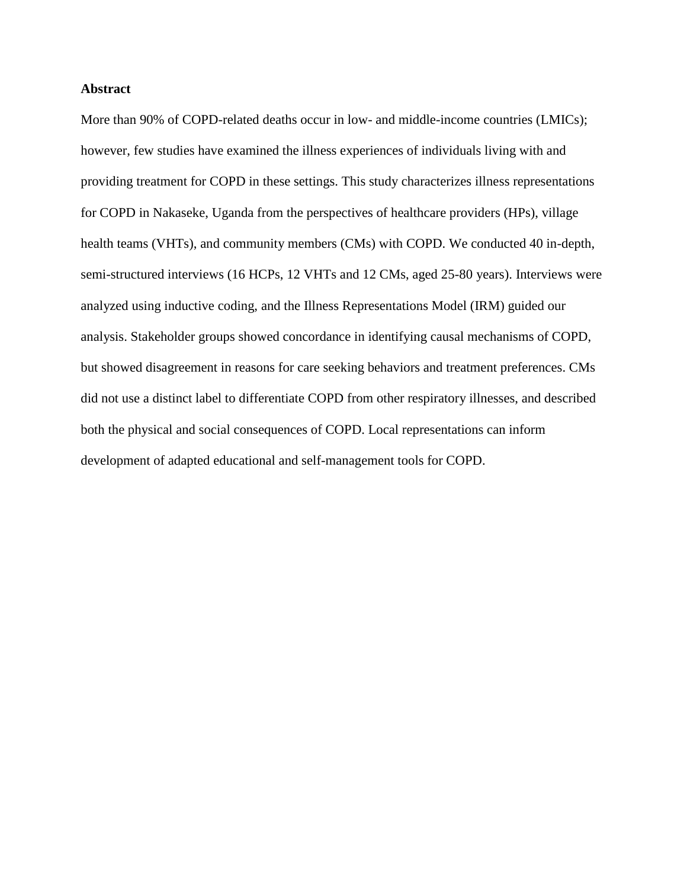**Abstract**

More than 90% of COPD-related deaths occur in low- and middle-income countries (LMICs); however, few studies have examined the illness experiences of individuals living with and providing treatment for COPD in these settings. This study characterizes illness representations for COPD in Nakaseke, Uganda from the perspectives of healthcare providers (HPs), village health teams (VHTs), and community members (CMs) with COPD. We conducted 40 in-depth, semi-structured interviews (16 HCPs, 12 VHTs and 12 CMs, aged 25-80 years). Interviews were analyzed using inductive coding, and the Illness Representations Model (IRM) guided our analysis. Stakeholder groups showed concordance in identifying causal mechanisms of COPD, but showed disagreement in reasons for care seeking behaviors and treatment preferences. CMs did not use a distinct label to differentiate COPD from other respiratory illnesses, and described both the physical and social consequences of COPD. Local representations can inform development of adapted educational and self-management tools for COPD.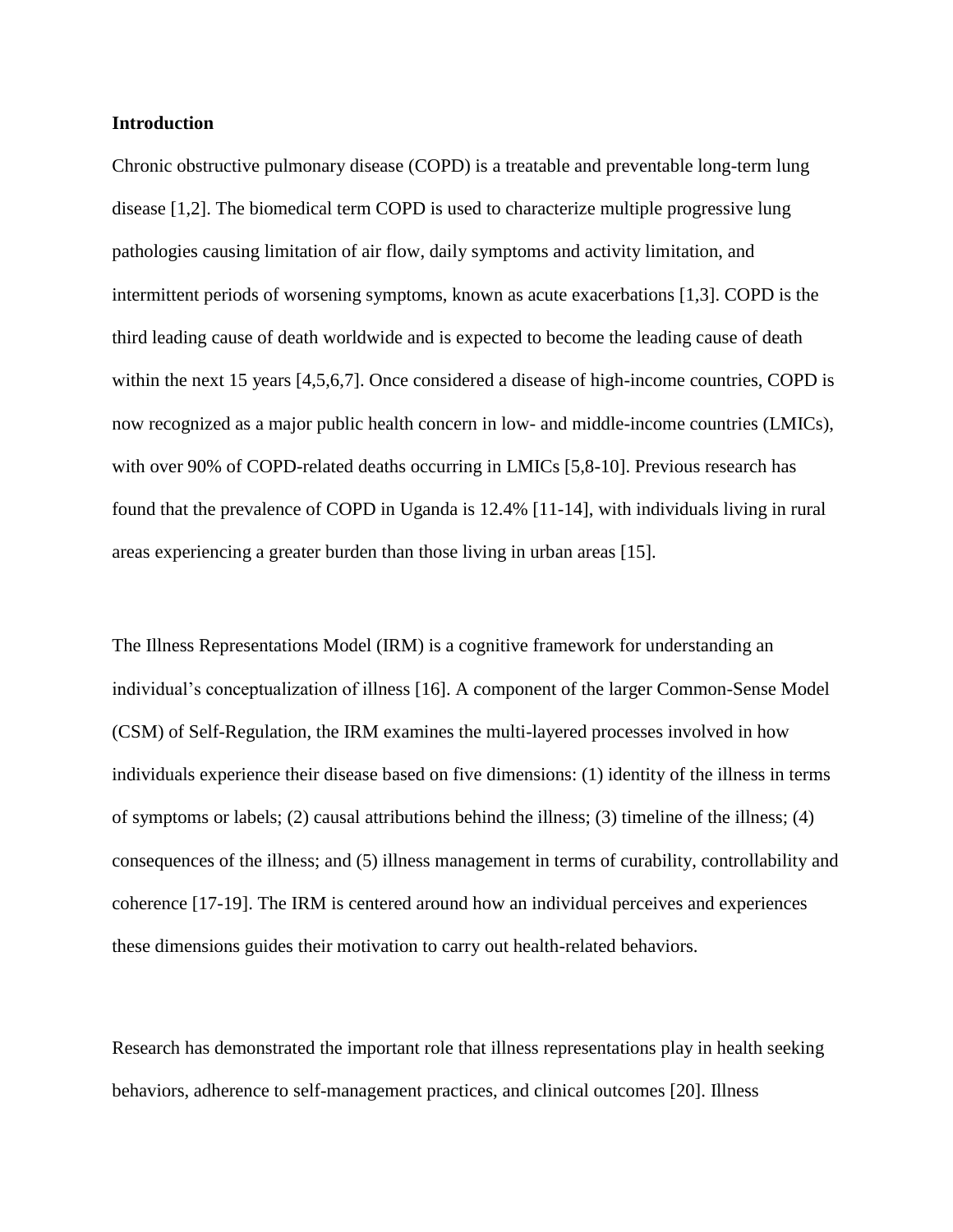## Introduction

Chronic obstructive pulmonary disease (COPD) is a treatable and preventable long-term lung disease [1,2]. The biomedical term COPD is used to characterize multiple progressive lung pathologies causing limitation of air flow, daily symptoms and activity limitation, and intermittent periods of worsening symptoms, known as acute exacerbations [1,3]. COPD is the third leading cause of death worldwide and is expected to become the leading cause of death within the next 15 years [4,5,6,7]. Once considered a disease of high-income countries, COPD is now recognized as a major public health concern in low- and middle-income countries (LMICs), with over 90% of COPD-related deaths occurring in LMICs [5,8-10]. Previous research has found that the prevalence of COPD in Uganda is 12.4% [11-14], with individuals living in rural areas experiencing a greater burden than those living in urban areas [15].

The Illness Representations Model (IRM) is a cognitive framework for understanding an individual's conceptualization of illness [16]. A component of the larger Common-Sense Model (CSM) of Self-Regulation, the IRM examines the multi-layered processes involved in how individuals experience their disease based on five dimensions: (1) identity of the illness in terms of symptoms or labels; (2) causal attributions behind the illness; (3) timeline of the illness; (4) consequences of the illness; and (5) illness management in terms of curability, controllability and coherence [17-19]. The IRM is centered around how an individual perceives and experiences these dimensions guides their motivation to carry out health-related behaviors.

Research has demonstrated the important role that illness representations play in health seeking behaviors, adherence to self-management practices, and clinical outcomes [20]. Illness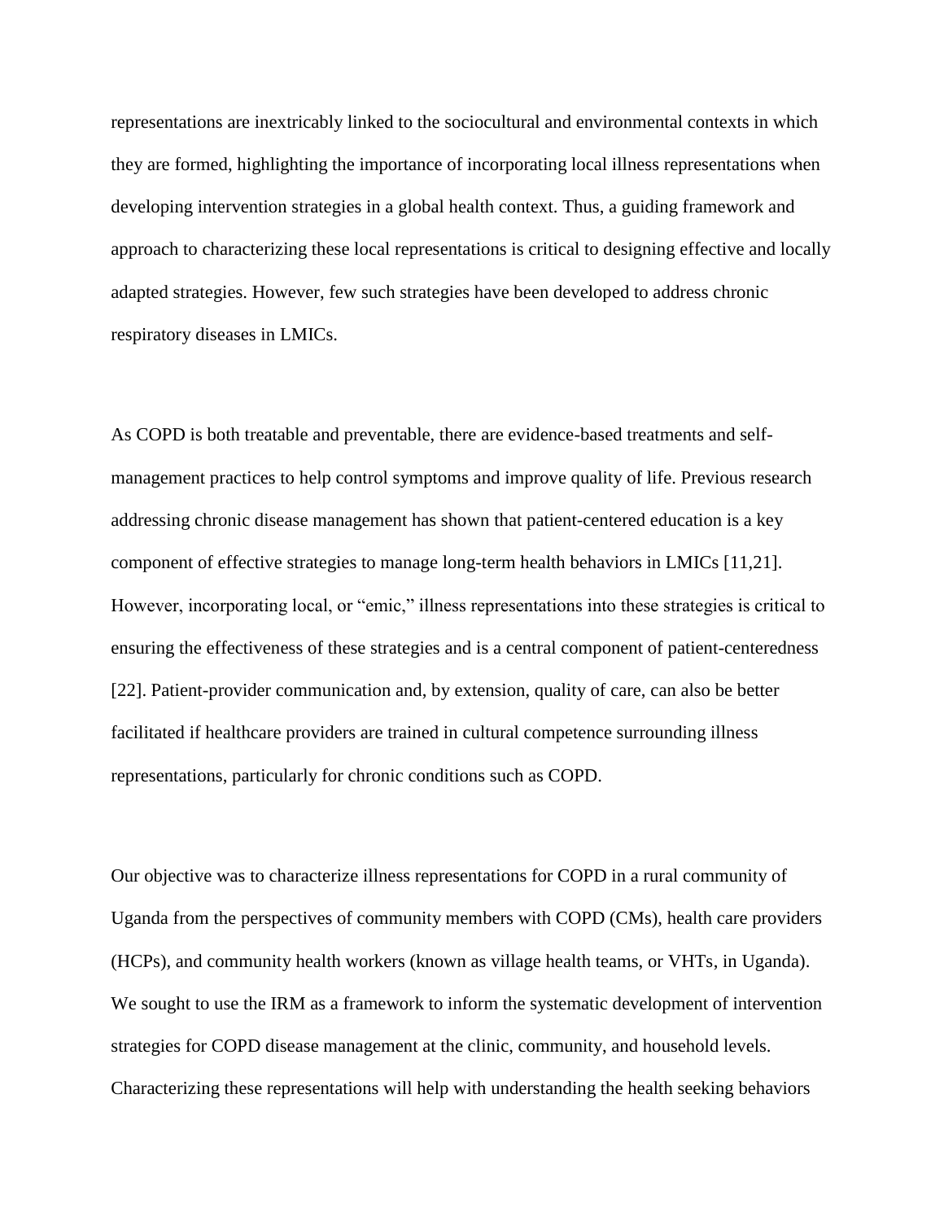representations are inextricably linked to the sociocultural and environmental contexts in which they are formed, highlighting the importance of incorporating local illness representations when developing intervention strategies in a global health context. Thus, a guiding framework and approach to characterizing these local representations is critical to designing effective and locally adapted strategies. However, few such strategies have been developed to address chronic respiratory diseases in LMICs.

As COPD is both treatable and preventable, there are evidence-based treatments and self-management practices to help control symptoms and improve quality of life. Previous research addressing chronic disease management has shown that patient-centered education is a key component of effective strategies to manage long-term health behaviors in LMICs [11,21]. However, incorporating local, or "emic," illness representations into these strategies is critical to ensuring the effectiveness of these strategies and is a central component of patient-centeredness [22]. Patient-provider communication and, by extension, quality of care, can also be better facilitated if healthcare providers are trained in cultural competence surrounding illness representations, particularly for chronic conditions such as COPD.

Our objective was to characterize illness representations for COPD in a rural community of Uganda from the perspectives of community members with COPD (CMs), health care providers (HCPs), and community health workers (known as village health teams, or VHTs, in Uganda). We sought to use the IRM as a framework to inform the systematic development of intervention strategies for COPD disease management at the clinic, community, and household levels. Characterizing these representations will help with understanding the health seeking behaviors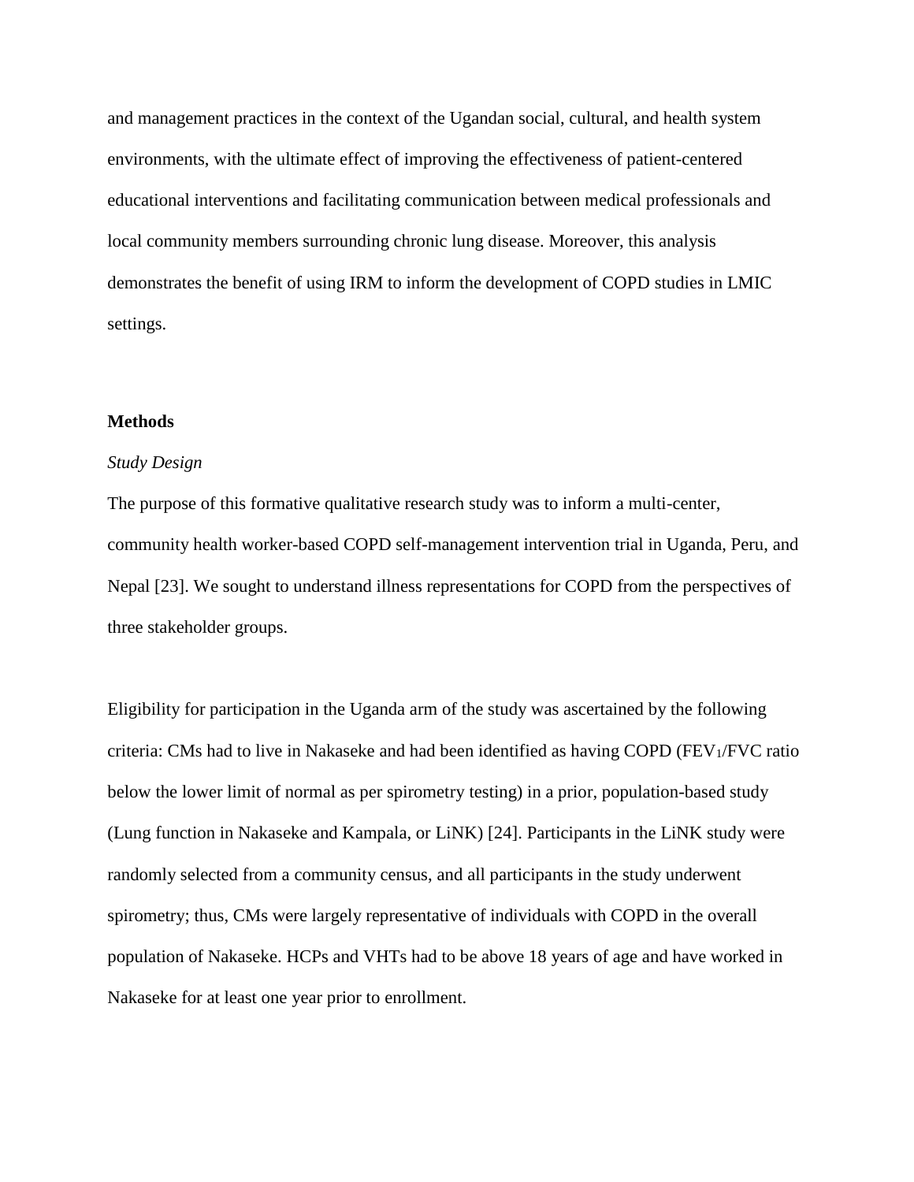and management practices in the context of the Ugandan social, cultural, and health system environments, with the ultimate effect of improving the effectiveness of patient-centered educational interventions and facilitating communication between medical professionals and local community members surrounding chronic lung disease. Moreover, this analysis demonstrates the benefit of using IRM to inform the development of COPD studies in LMIC settings.

## Methods

### *Study Design*

The purpose of this formative qualitative research study was to inform a multi-center, community health worker-based COPD self-management intervention trial in Uganda, Peru, and Nepal [23]. We sought to understand illness representations for COPD from the perspectives of three stakeholder groups.

Eligibility for participation in the Uganda arm of the study was ascertained by the following criteria: CMs had to live in Nakaseke and had been identified as having COPD ($FEV_1$/FVC ratio below the lower limit of normal as per spirometry testing) in a prior, population-based study (Lung function in Nakaseke and Kampala, or LiNK) [24]. Participants in the LiNK study were randomly selected from a community census, and all participants in the study underwent spirometry; thus, CMs were largely representative of individuals with COPD in the overall population of Nakaseke. HCPs and VHTs had to be above 18 years of age and have worked in Nakaseke for at least one year prior to enrollment.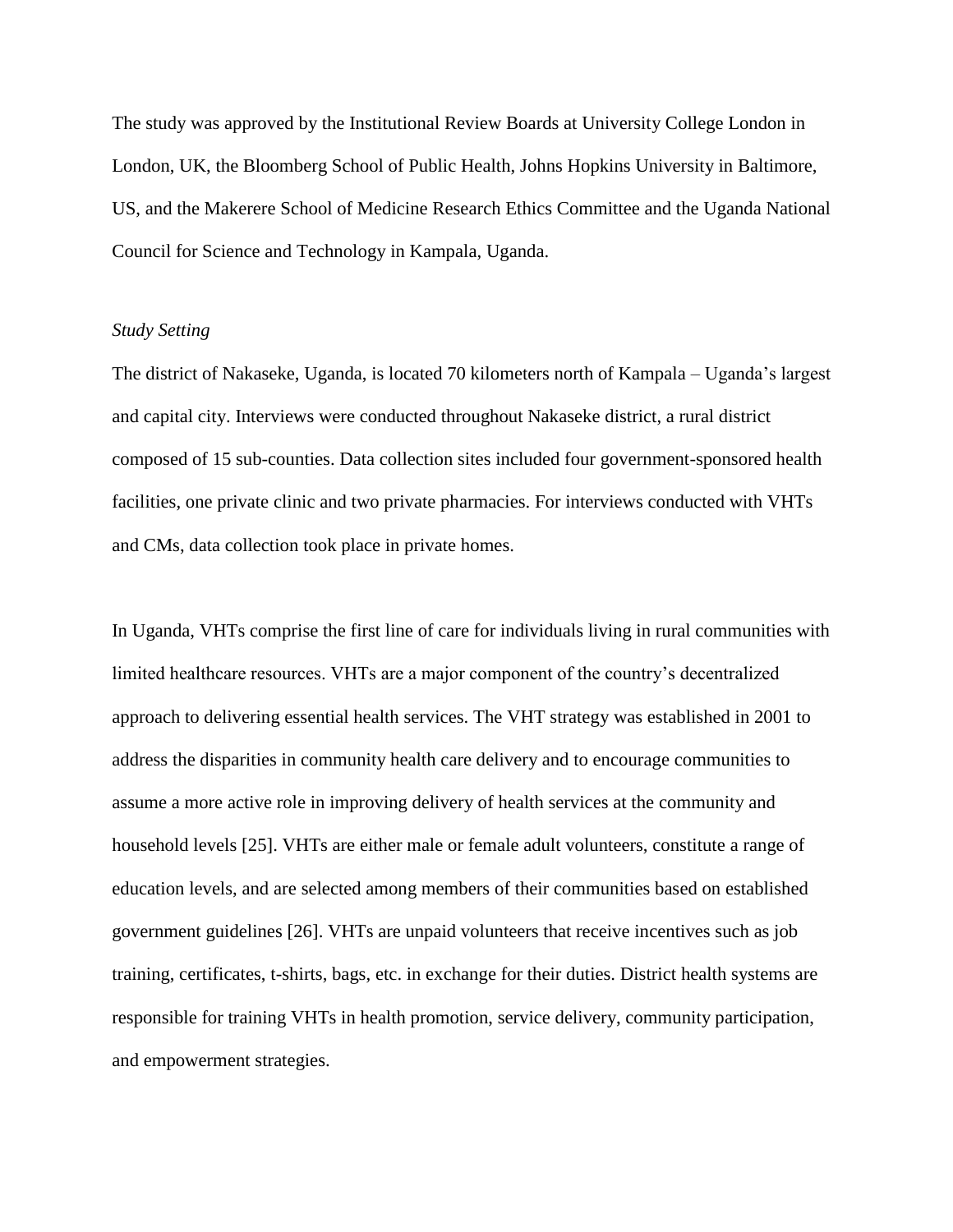The study was approved by the Institutional Review Boards at University College London in London, UK, the Bloomberg School of Public Health, Johns Hopkins University in Baltimore, US, and the Makerere School of Medicine Research Ethics Committee and the Uganda National Council for Science and Technology in Kampala, Uganda.

*Study Setting*

The district of Nakaseke, Uganda, is located 70 kilometers north of Kampala – Uganda's largest and capital city. Interviews were conducted throughout Nakaseke district, a rural district composed of 15 sub-counties. Data collection sites included four government-sponsored health facilities, one private clinic and two private pharmacies. For interviews conducted with VHTs and CMs, data collection took place in private homes.

In Uganda, VHTs comprise the first line of care for individuals living in rural communities with limited healthcare resources. VHTs are a major component of the country's decentralized approach to delivering essential health services. The VHT strategy was established in 2001 to address the disparities in community health care delivery and to encourage communities to assume a more active role in improving delivery of health services at the community and household levels [25]. VHTs are either male or female adult volunteers, constitute a range of education levels, and are selected among members of their communities based on established government guidelines [26]. VHTs are unpaid volunteers that receive incentives such as job training, certificates, t-shirts, bags, etc. in exchange for their duties. District health systems are responsible for training VHTs in health promotion, service delivery, community participation, and empowerment strategies.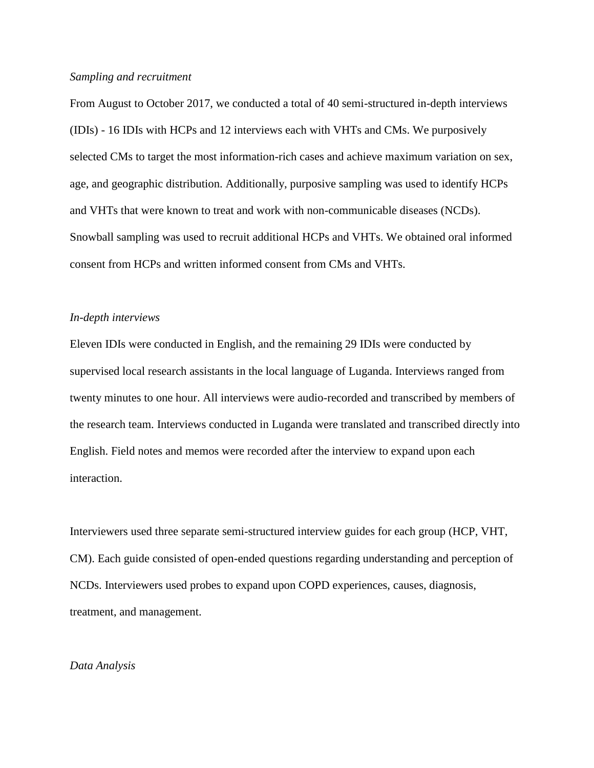*Sampling and recruitment*

From August to October 2017, we conducted a total of 40 semi-structured in-depth interviews (IDIs) - 16 IDIs with HCPs and 12 interviews each with VHTs and CMs. We purposively selected CMs to target the most information-rich cases and achieve maximum variation on sex, age, and geographic distribution. Additionally, purposive sampling was used to identify HCPs and VHTs that were known to treat and work with non-communicable diseases (NCDs). Snowball sampling was used to recruit additional HCPs and VHTs. We obtained oral informed consent from HCPs and written informed consent from CMs and VHTs.

*In-depth interviews*

Eleven IDIs were conducted in English, and the remaining 29 IDIs were conducted by supervised local research assistants in the local language of Luganda. Interviews ranged from twenty minutes to one hour. All interviews were audio-recorded and transcribed by members of the research team. Interviews conducted in Luganda were translated and transcribed directly into English. Field notes and memos were recorded after the interview to expand upon each interaction.

Interviewers used three separate semi-structured interview guides for each group (HCP, VHT, CM). Each guide consisted of open-ended questions regarding understanding and perception of NCDs. Interviewers used probes to expand upon COPD experiences, causes, diagnosis, treatment, and management.

*Data Analysis*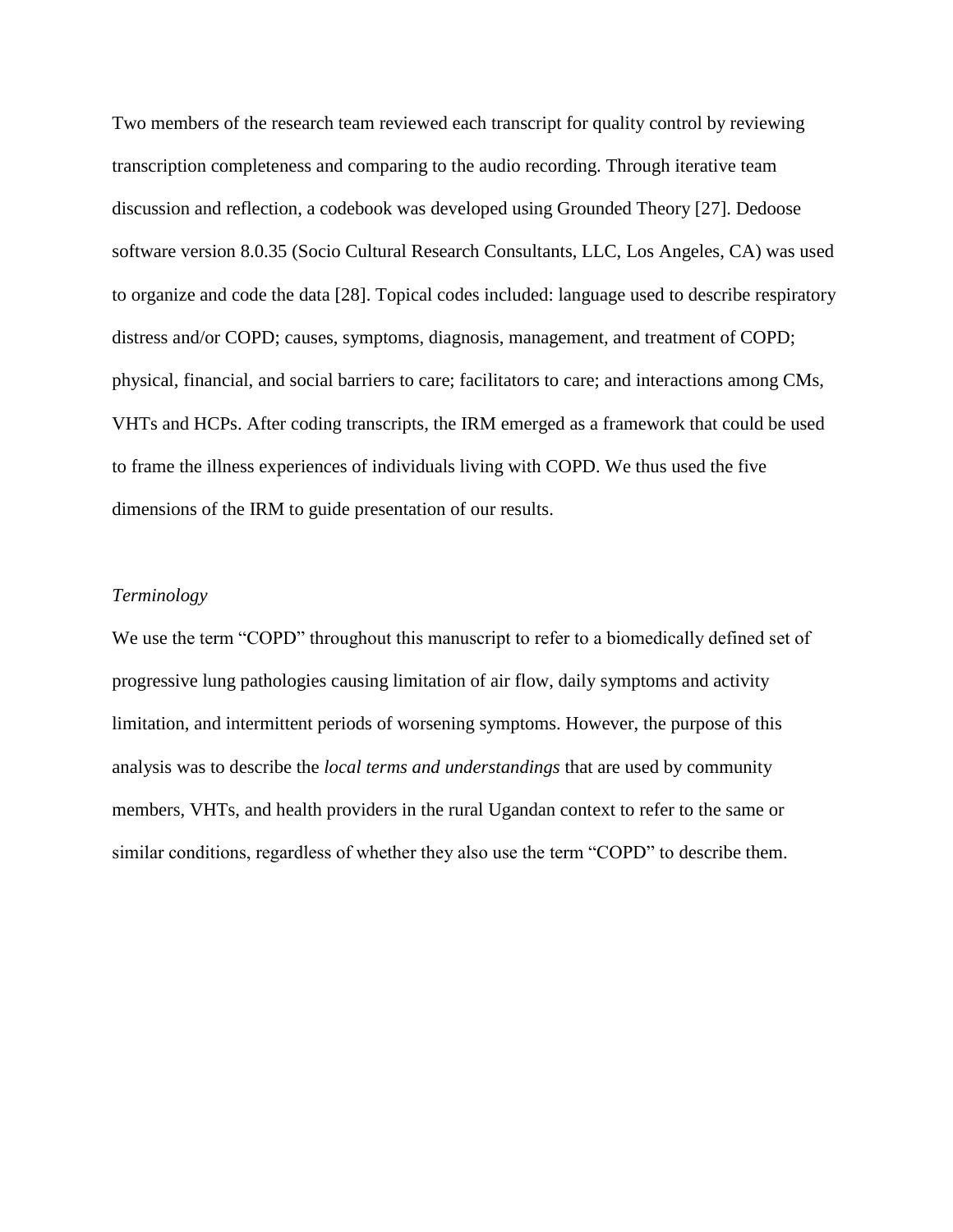Two members of the research team reviewed each transcript for quality control by reviewing transcription completeness and comparing to the audio recording. Through iterative team discussion and reflection, a codebook was developed using Grounded Theory [27]. Dedoose software version 8.0.35 (Socio Cultural Research Consultants, LLC, Los Angeles, CA) was used to organize and code the data [28]. Topical codes included: language used to describe respiratory distress and/or COPD; causes, symptoms, diagnosis, management, and treatment of COPD; physical, financial, and social barriers to care; facilitators to care; and interactions among CMs, VHTs and HCPs. After coding transcripts, the IRM emerged as a framework that could be used to frame the illness experiences of individuals living with COPD. We thus used the five dimensions of the IRM to guide presentation of our results.

*Terminology*

We use the term "COPD" throughout this manuscript to refer to a biomedically defined set of progressive lung pathologies causing limitation of air flow, daily symptoms and activity limitation, and intermittent periods of worsening symptoms. However, the purpose of this analysis was to describe the *local terms and understandings* that are used by community members, VHTs, and health providers in the rural Ugandan context to refer to the same or similar conditions, regardless of whether they also use the term "COPD" to describe them.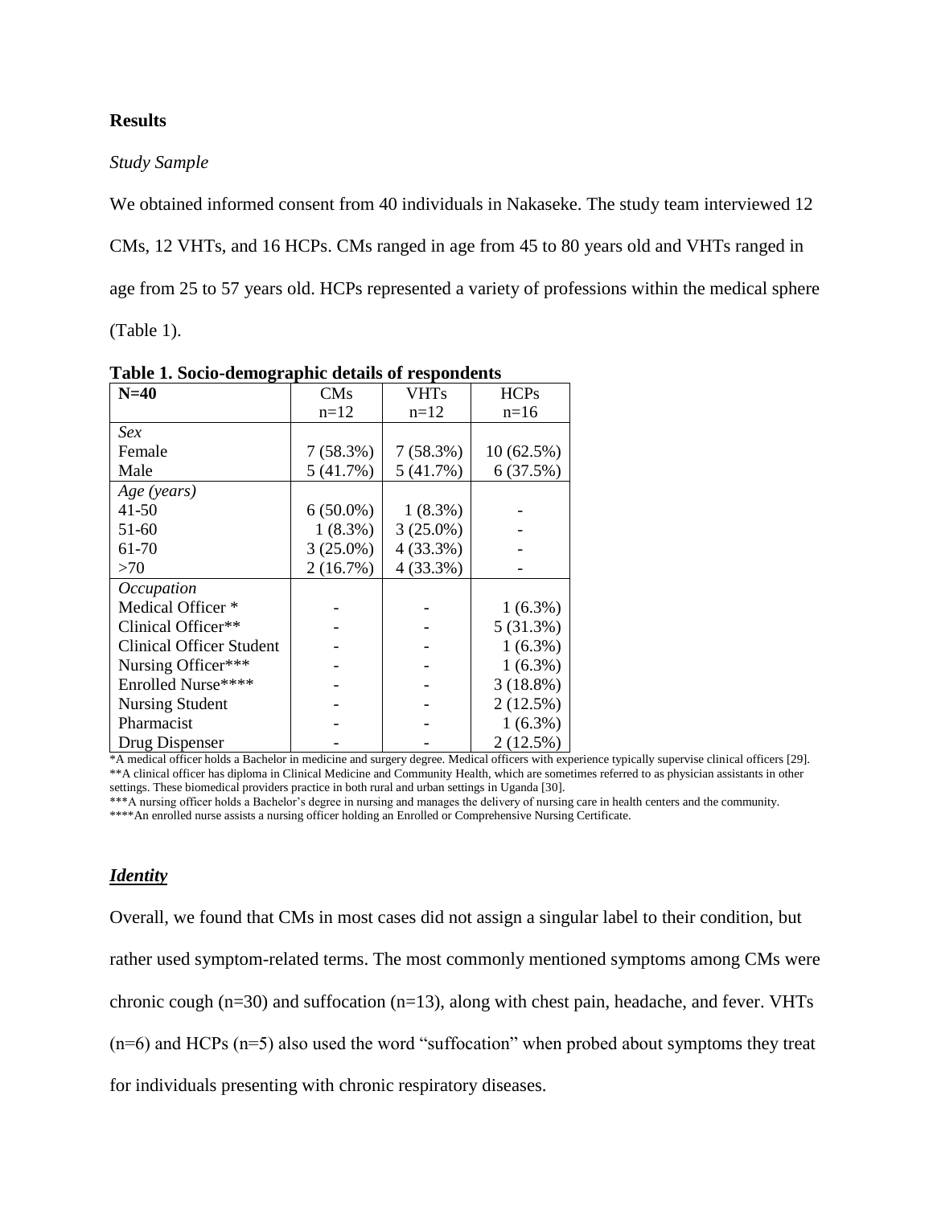## Results

*Study Sample*

We obtained informed consent from 40 individuals in Nakaseke. The study team interviewed 12 CMs, 12 VHTs, and 16 HCPs. CMs ranged in age from 45 to 80 years old and VHTs ranged in age from 25 to 57 years old. HCPs represented a variety of professions within the medical sphere (Table 1).

**Table 1. Socio-demographic details of respondents**

| N=40 | CMs n=12 | VHTs n=12 | HCPs n=16 |
|---|---|---|---|
| *Sex* | | | |
| Female | 7 (58.3%) | 7 (58.3%) | 10 (62.5%) |
| Male | 5 (41.7%) | 5 (41.7%) | 6 (37.5%) |
| *Age (years)* | | | |
| 41-50 | 6 (50.0%) | 1 (8.3%) | - |
| 51-60 | 1 (8.3%) | 3 (25.0%) | - |
| 61-70 | 3 (25.0%) | 4 (33.3%) | - |
| >70 | 2 (16.7%) | 4 (33.3%) | - |
| *Occupation* | | | |
| Medical Officer * | - | - | 1 (6.3%) |
| Clinical Officer** | - | - | 5 (31.3%) |
| Clinical Officer Student | - | - | 1 (6.3%) |
| Nursing Officer*** | - | - | 1 (6.3%) |
| Enrolled Nurse**** | - | - | 3 (18.8%) |
| Nursing Student | - | - | 2 (12.5%) |
| Pharmacist | - | - | 1 (6.3%) |
| Drug Dispenser | - | - | 2 (12.5%) |

*A medical officer holds a Bachelor in medicine and surgery degree. Medical officers with experience typically supervise clinical officers [29].
**A clinical officer has diploma in Clinical Medicine and Community Health, which are sometimes referred to as physician assistants in other settings. These biomedical providers practice in both rural and urban settings in Uganda [30].
***A nursing officer holds a Bachelor's degree in nursing and manages the delivery of nursing care in health centers and the community.
****An enrolled nurse assists a nursing officer holding an Enrolled or Comprehensive Nursing Certificate.

### ***Identity***

Overall, we found that CMs in most cases did not assign a singular label to their condition, but rather used symptom-related terms. The most commonly mentioned symptoms among CMs were chronic cough (n=30) and suffocation (n=13), along with chest pain, headache, and fever. VHTs (n=6) and HCPs (n=5) also used the word "suffocation" when probed about symptoms they treat for individuals presenting with chronic respiratory diseases.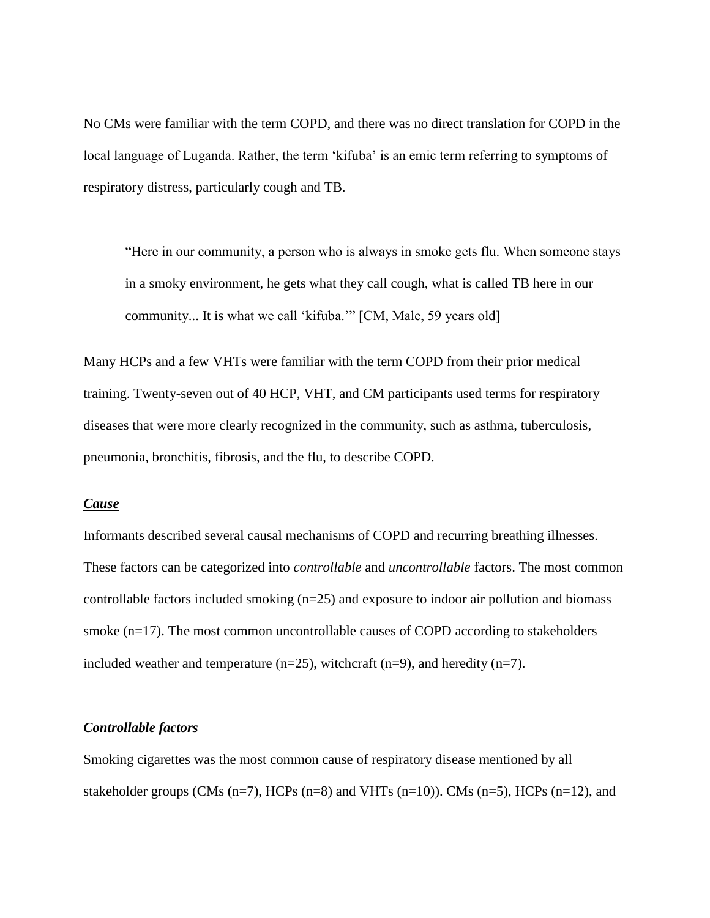No CMs were familiar with the term COPD, and there was no direct translation for COPD in the local language of Luganda. Rather, the term 'kifuba' is an emic term referring to symptoms of respiratory distress, particularly cough and TB.

> "Here in our community, a person who is always in smoke gets flu. When someone stays in a smoky environment, he gets what they call cough, what is called TB here in our community... It is what we call 'kifuba.'" [CM, Male, 59 years old]

Many HCPs and a few VHTs were familiar with the term COPD from their prior medical training. Twenty-seven out of 40 HCP, VHT, and CM participants used terms for respiratory diseases that were more clearly recognized in the community, such as asthma, tuberculosis, pneumonia, bronchitis, fibrosis, and the flu, to describe COPD.

***Cause***

Informants described several causal mechanisms of COPD and recurring breathing illnesses. These factors can be categorized into *controllable* and *uncontrollable* factors. The most common controllable factors included smoking (n=25) and exposure to indoor air pollution and biomass smoke (n=17). The most common uncontrollable causes of COPD according to stakeholders included weather and temperature (n=25), witchcraft (n=9), and heredity (n=7).

***Controllable factors***

Smoking cigarettes was the most common cause of respiratory disease mentioned by all stakeholder groups (CMs (n=7), HCPs (n=8) and VHTs (n=10)). CMs (n=5), HCPs (n=12), and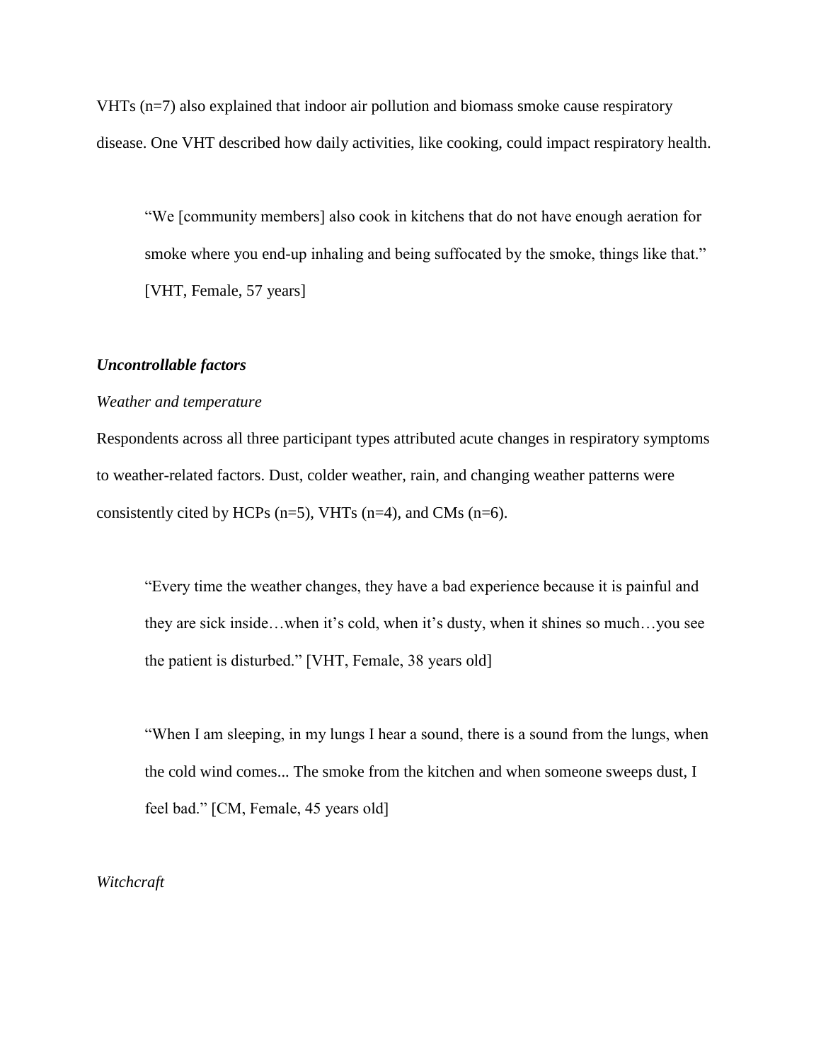VHTs (n=7) also explained that indoor air pollution and biomass smoke cause respiratory disease. One VHT described how daily activities, like cooking, could impact respiratory health.

> "We [community members] also cook in kitchens that do not have enough aeration for smoke where you end-up inhaling and being suffocated by the smoke, things like that." [VHT, Female, 57 years]

***Uncontrollable factors***

*Weather and temperature*

Respondents across all three participant types attributed acute changes in respiratory symptoms to weather-related factors. Dust, colder weather, rain, and changing weather patterns were consistently cited by HCPs (n=5), VHTs (n=4), and CMs (n=6).

> "Every time the weather changes, they have a bad experience because it is painful and they are sick inside…when it's cold, when it's dusty, when it shines so much…you see the patient is disturbed." [VHT, Female, 38 years old]

> "When I am sleeping, in my lungs I hear a sound, there is a sound from the lungs, when the cold wind comes... The smoke from the kitchen and when someone sweeps dust, I feel bad." [CM, Female, 45 years old]

*Witchcraft*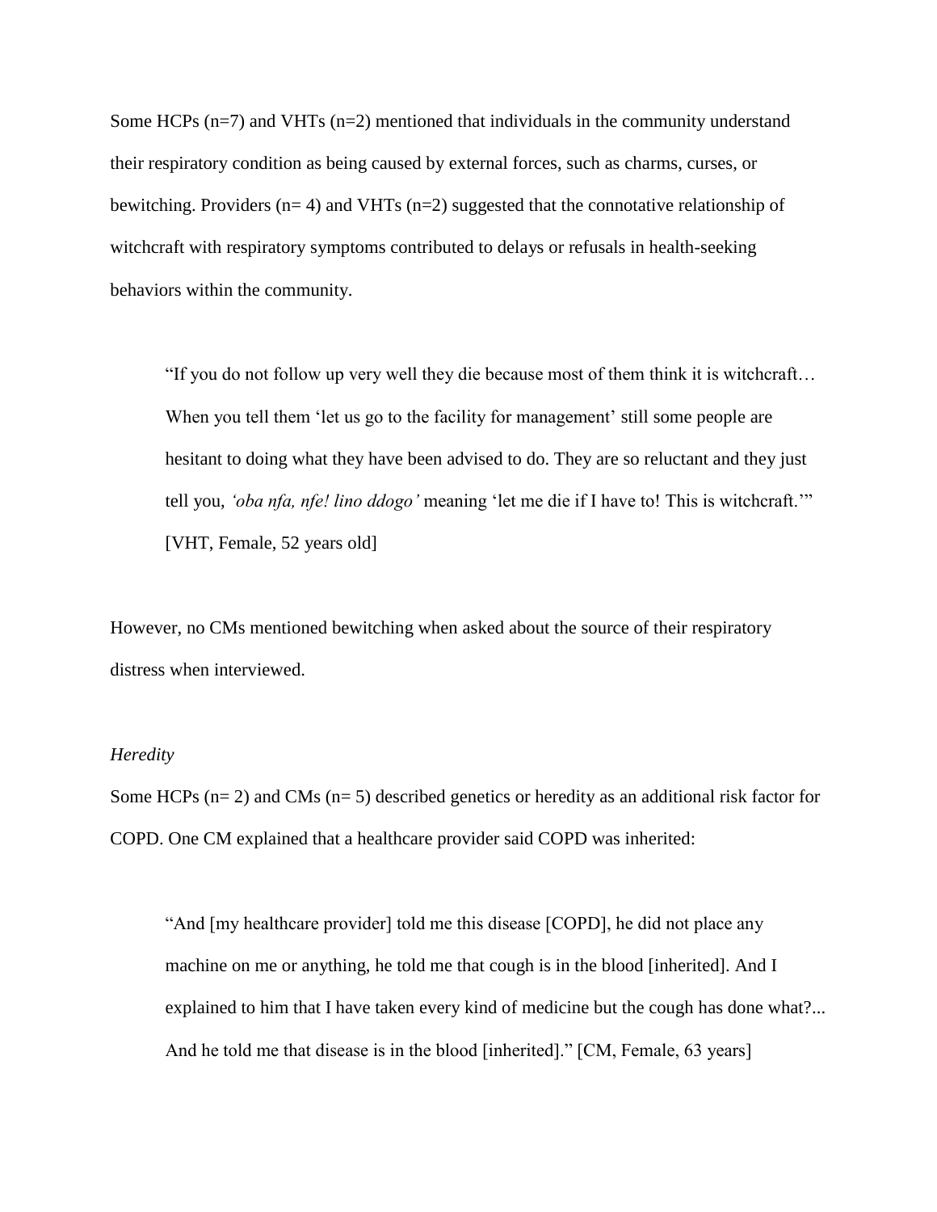Some HCPs (n=7) and VHTs (n=2) mentioned that individuals in the community understand their respiratory condition as being caused by external forces, such as charms, curses, or bewitching. Providers (n= 4) and VHTs (n=2) suggested that the connotative relationship of witchcraft with respiratory symptoms contributed to delays or refusals in health-seeking behaviors within the community.

> "If you do not follow up very well they die because most of them think it is witchcraft… When you tell them 'let us go to the facility for management' still some people are hesitant to doing what they have been advised to do. They are so reluctant and they just tell you, *'oba nfa, nfe! lino ddogo'* meaning 'let me die if I have to! This is witchcraft.'" [VHT, Female, 52 years old]

However, no CMs mentioned bewitching when asked about the source of their respiratory distress when interviewed.

*Heredity*

Some HCPs (n= 2) and CMs (n= 5) described genetics or heredity as an additional risk factor for COPD. One CM explained that a healthcare provider said COPD was inherited:

> "And [my healthcare provider] told me this disease [COPD], he did not place any machine on me or anything, he told me that cough is in the blood [inherited]. And I explained to him that I have taken every kind of medicine but the cough has done what?... And he told me that disease is in the blood [inherited]." [CM, Female, 63 years]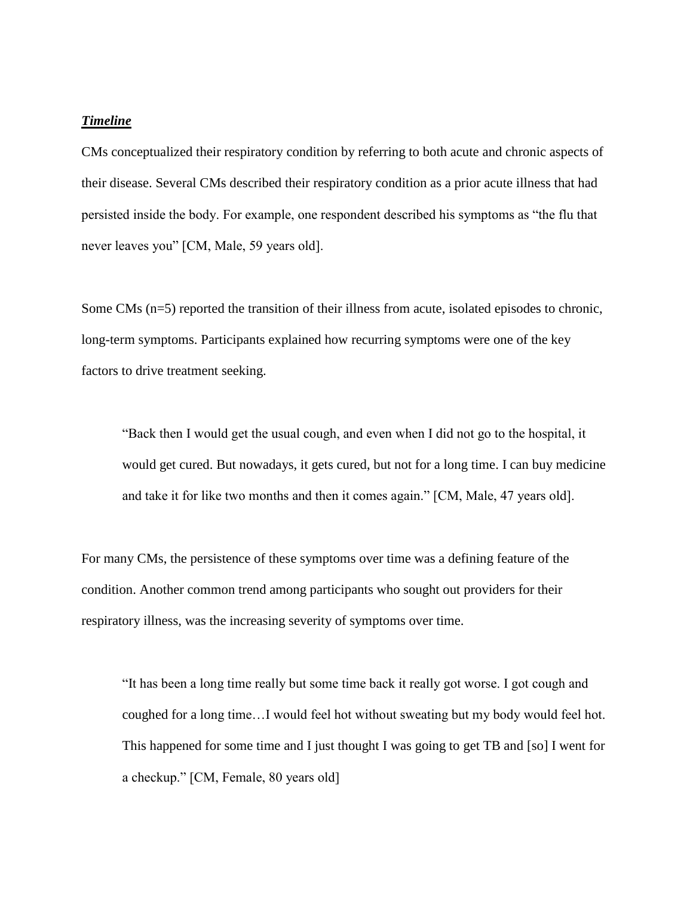***Timeline***

CMs conceptualized their respiratory condition by referring to both acute and chronic aspects of their disease. Several CMs described their respiratory condition as a prior acute illness that had persisted inside the body. For example, one respondent described his symptoms as "the flu that never leaves you" [CM, Male, 59 years old].

Some CMs (n=5) reported the transition of their illness from acute, isolated episodes to chronic, long-term symptoms. Participants explained how recurring symptoms were one of the key factors to drive treatment seeking.

> "Back then I would get the usual cough, and even when I did not go to the hospital, it would get cured. But nowadays, it gets cured, but not for a long time. I can buy medicine and take it for like two months and then it comes again." [CM, Male, 47 years old].

For many CMs, the persistence of these symptoms over time was a defining feature of the condition. Another common trend among participants who sought out providers for their respiratory illness, was the increasing severity of symptoms over time.

> "It has been a long time really but some time back it really got worse. I got cough and coughed for a long time…I would feel hot without sweating but my body would feel hot. This happened for some time and I just thought I was going to get TB and [so] I went for a checkup." [CM, Female, 80 years old]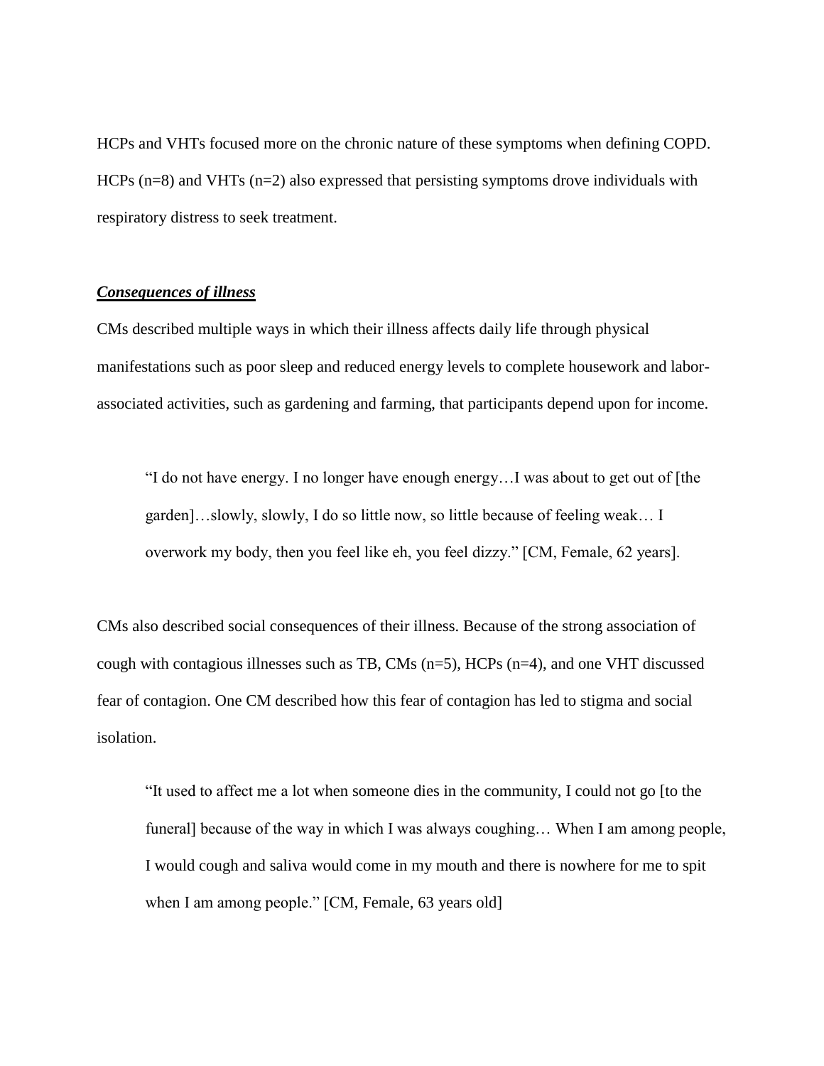HCPs and VHTs focused more on the chronic nature of these symptoms when defining COPD. HCPs (n=8) and VHTs (n=2) also expressed that persisting symptoms drove individuals with respiratory distress to seek treatment.

***Consequences of illness***

CMs described multiple ways in which their illness affects daily life through physical manifestations such as poor sleep and reduced energy levels to complete housework and labor-associated activities, such as gardening and farming, that participants depend upon for income.

> "I do not have energy. I no longer have enough energy…I was about to get out of [the garden]…slowly, slowly, I do so little now, so little because of feeling weak… I overwork my body, then you feel like eh, you feel dizzy." [CM, Female, 62 years].

CMs also described social consequences of their illness. Because of the strong association of cough with contagious illnesses such as TB, CMs (n=5), HCPs (n=4), and one VHT discussed fear of contagion. One CM described how this fear of contagion has led to stigma and social isolation.

> "It used to affect me a lot when someone dies in the community, I could not go [to the funeral] because of the way in which I was always coughing… When I am among people, I would cough and saliva would come in my mouth and there is nowhere for me to spit when I am among people." [CM, Female, 63 years old]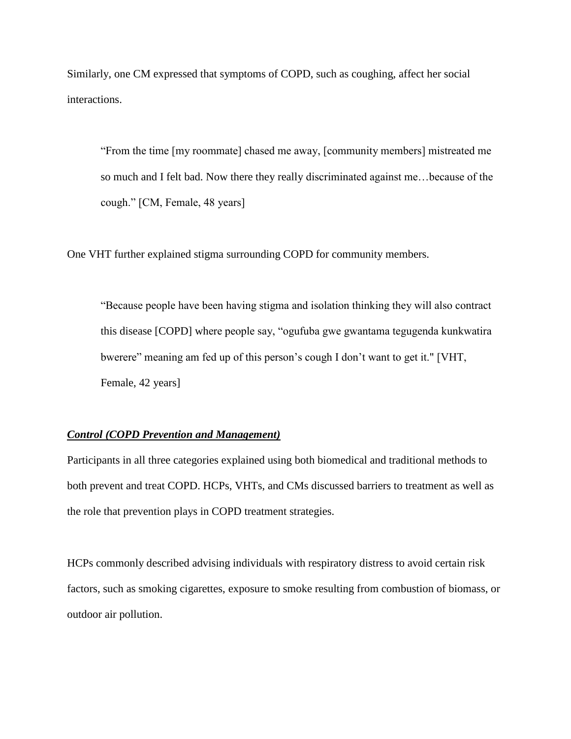Similarly, one CM expressed that symptoms of COPD, such as coughing, affect her social interactions.

> "From the time [my roommate] chased me away, [community members] mistreated me so much and I felt bad. Now there they really discriminated against me…because of the cough." [CM, Female, 48 years]

One VHT further explained stigma surrounding COPD for community members.

> "Because people have been having stigma and isolation thinking they will also contract this disease [COPD] where people say, "ogufuba gwe gwantama tegugenda kunkwatira bwerere" meaning am fed up of this person's cough I don't want to get it." [VHT, Female, 42 years]

***Control (COPD Prevention and Management)***

Participants in all three categories explained using both biomedical and traditional methods to both prevent and treat COPD. HCPs, VHTs, and CMs discussed barriers to treatment as well as the role that prevention plays in COPD treatment strategies.

HCPs commonly described advising individuals with respiratory distress to avoid certain risk factors, such as smoking cigarettes, exposure to smoke resulting from combustion of biomass, or outdoor air pollution.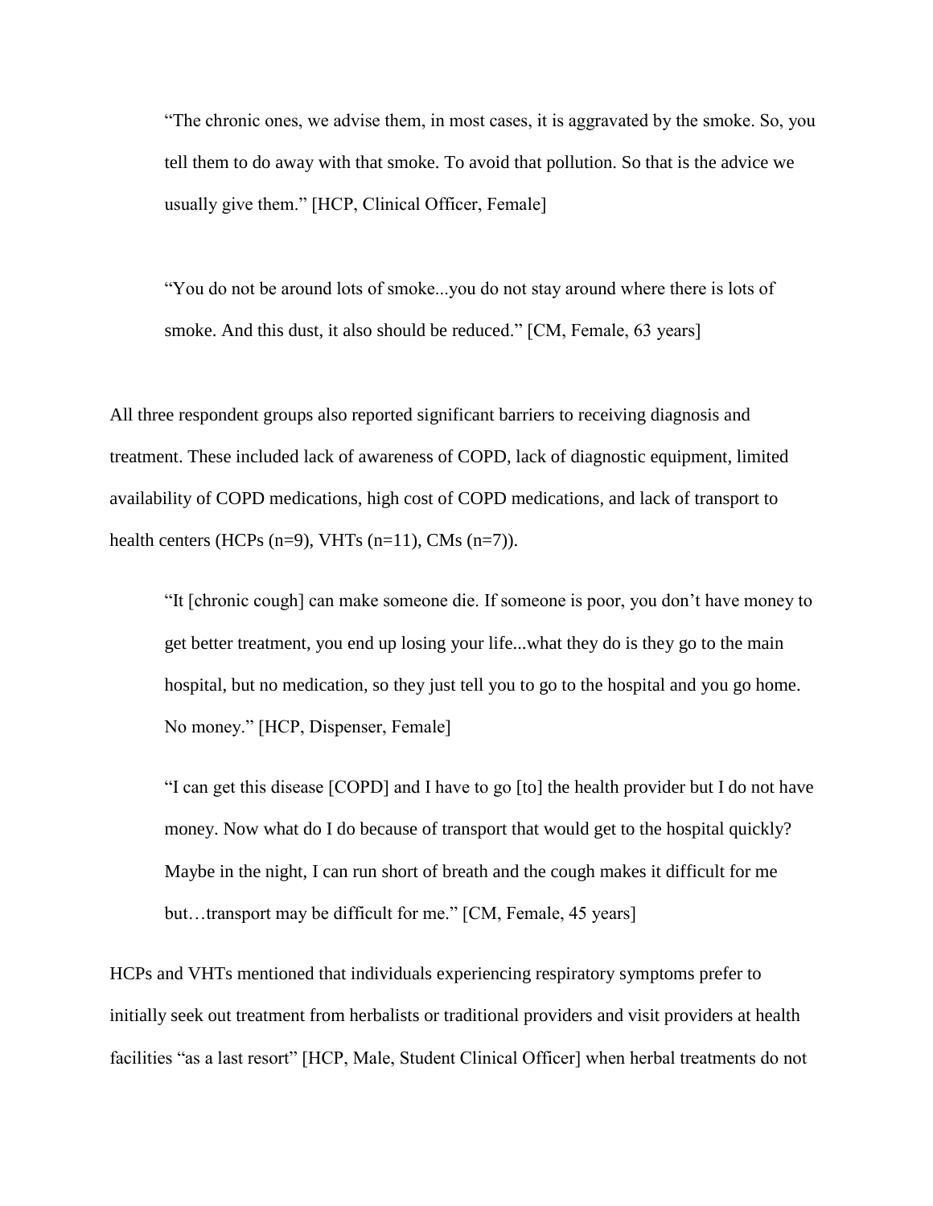> "The chronic ones, we advise them, in most cases, it is aggravated by the smoke. So, you tell them to do away with that smoke. To avoid that pollution. So that is the advice we usually give them." [HCP, Clinical Officer, Female]

> "You do not be around lots of smoke...you do not stay around where there is lots of smoke. And this dust, it also should be reduced." [CM, Female, 63 years]

All three respondent groups also reported significant barriers to receiving diagnosis and treatment. These included lack of awareness of COPD, lack of diagnostic equipment, limited availability of COPD medications, high cost of COPD medications, and lack of transport to health centers (HCPs (n=9), VHTs (n=11), CMs (n=7)).

> "It [chronic cough] can make someone die. If someone is poor, you don't have money to get better treatment, you end up losing your life...what they do is they go to the main hospital, but no medication, so they just tell you to go to the hospital and you go home. No money." [HCP, Dispenser, Female]

> "I can get this disease [COPD] and I have to go [to] the health provider but I do not have money. Now what do I do because of transport that would get to the hospital quickly? Maybe in the night, I can run short of breath and the cough makes it difficult for me but…transport may be difficult for me." [CM, Female, 45 years]

HCPs and VHTs mentioned that individuals experiencing respiratory symptoms prefer to initially seek out treatment from herbalists or traditional providers and visit providers at health facilities "as a last resort" [HCP, Male, Student Clinical Officer] when herbal treatments do not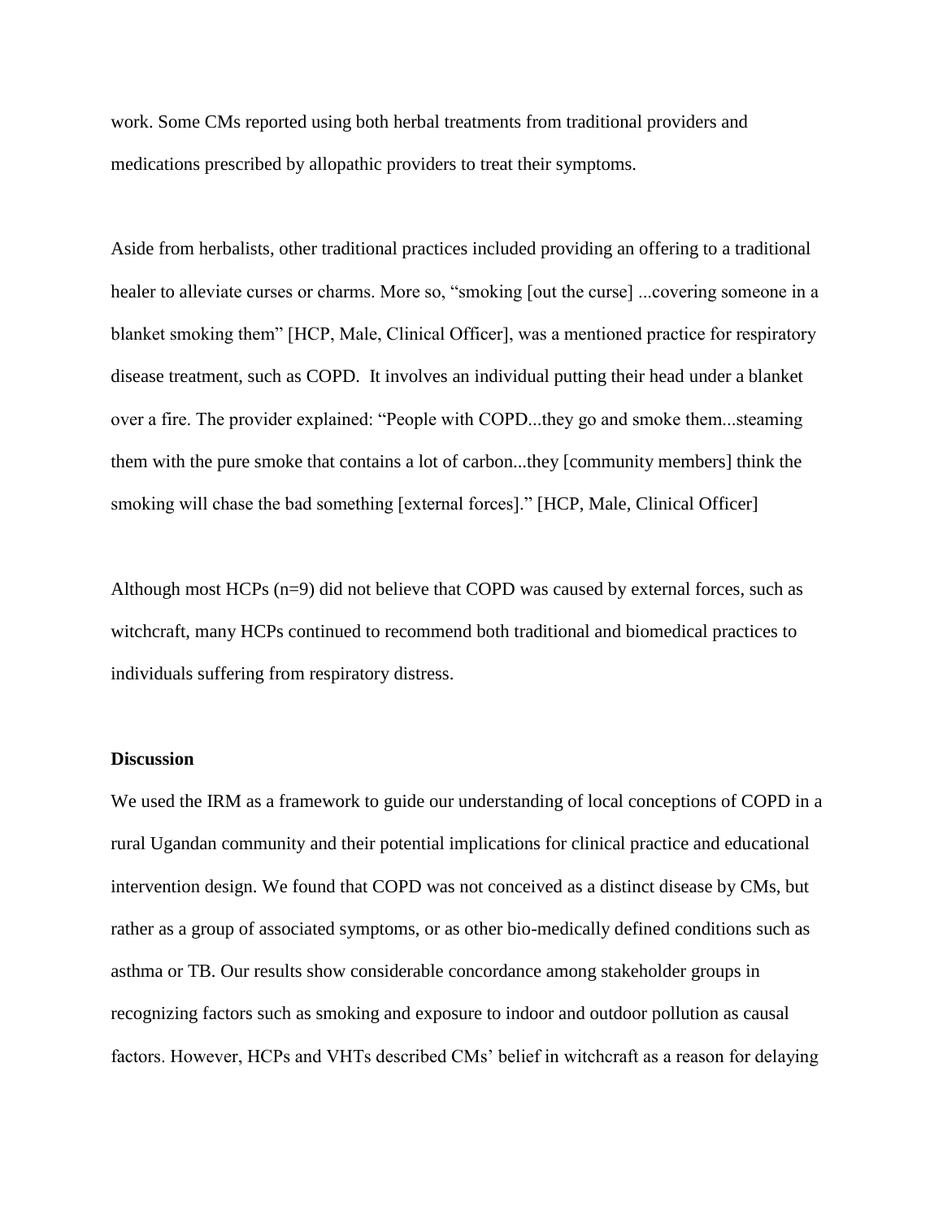work. Some CMs reported using both herbal treatments from traditional providers and medications prescribed by allopathic providers to treat their symptoms.

Aside from herbalists, other traditional practices included providing an offering to a traditional healer to alleviate curses or charms. More so, "smoking [out the curse] ...covering someone in a blanket smoking them" [HCP, Male, Clinical Officer], was a mentioned practice for respiratory disease treatment, such as COPD. It involves an individual putting their head under a blanket over a fire. The provider explained: "People with COPD...they go and smoke them...steaming them with the pure smoke that contains a lot of carbon...they [community members] think the smoking will chase the bad something [external forces]." [HCP, Male, Clinical Officer]

Although most HCPs (n=9) did not believe that COPD was caused by external forces, such as witchcraft, many HCPs continued to recommend both traditional and biomedical practices to individuals suffering from respiratory distress.

**Discussion**

We used the IRM as a framework to guide our understanding of local conceptions of COPD in a rural Ugandan community and their potential implications for clinical practice and educational intervention design. We found that COPD was not conceived as a distinct disease by CMs, but rather as a group of associated symptoms, or as other bio-medically defined conditions such as asthma or TB. Our results show considerable concordance among stakeholder groups in recognizing factors such as smoking and exposure to indoor and outdoor pollution as causal factors. However, HCPs and VHTs described CMs' belief in witchcraft as a reason for delaying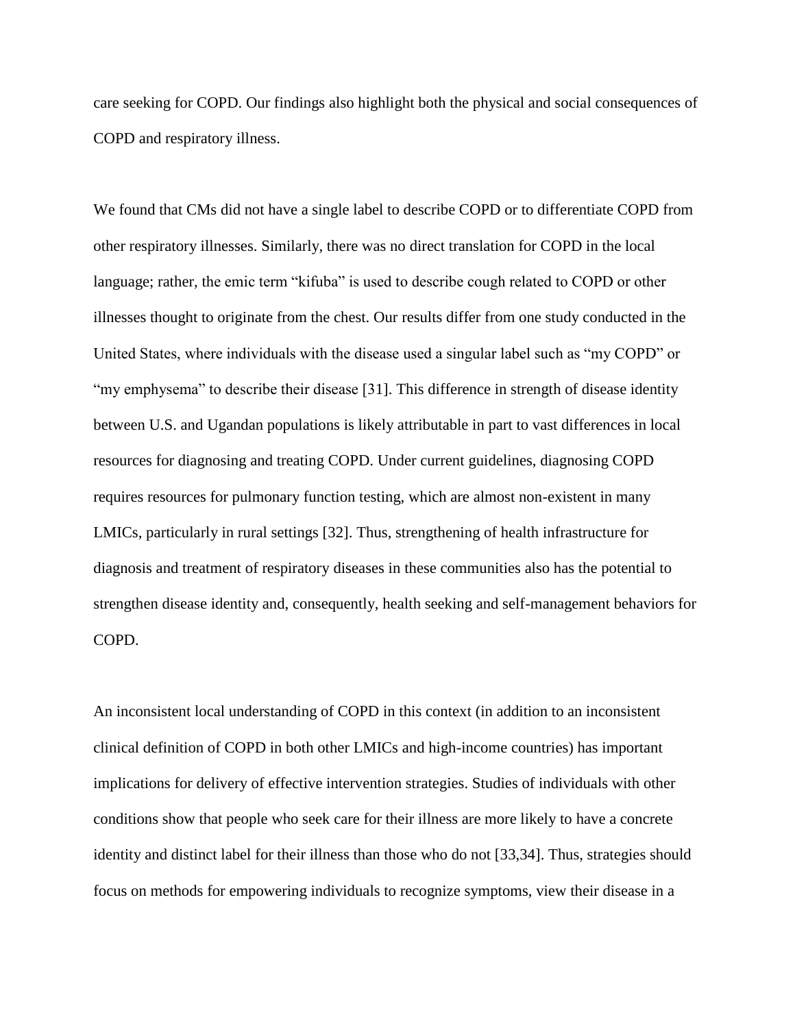care seeking for COPD. Our findings also highlight both the physical and social consequences of COPD and respiratory illness.

We found that CMs did not have a single label to describe COPD or to differentiate COPD from other respiratory illnesses. Similarly, there was no direct translation for COPD in the local language; rather, the emic term "kifuba" is used to describe cough related to COPD or other illnesses thought to originate from the chest. Our results differ from one study conducted in the United States, where individuals with the disease used a singular label such as "my COPD" or "my emphysema" to describe their disease [31]. This difference in strength of disease identity between U.S. and Ugandan populations is likely attributable in part to vast differences in local resources for diagnosing and treating COPD. Under current guidelines, diagnosing COPD requires resources for pulmonary function testing, which are almost non-existent in many LMICs, particularly in rural settings [32]. Thus, strengthening of health infrastructure for diagnosis and treatment of respiratory diseases in these communities also has the potential to strengthen disease identity and, consequently, health seeking and self-management behaviors for COPD.

An inconsistent local understanding of COPD in this context (in addition to an inconsistent clinical definition of COPD in both other LMICs and high-income countries) has important implications for delivery of effective intervention strategies. Studies of individuals with other conditions show that people who seek care for their illness are more likely to have a concrete identity and distinct label for their illness than those who do not [33,34]. Thus, strategies should focus on methods for empowering individuals to recognize symptoms, view their disease in a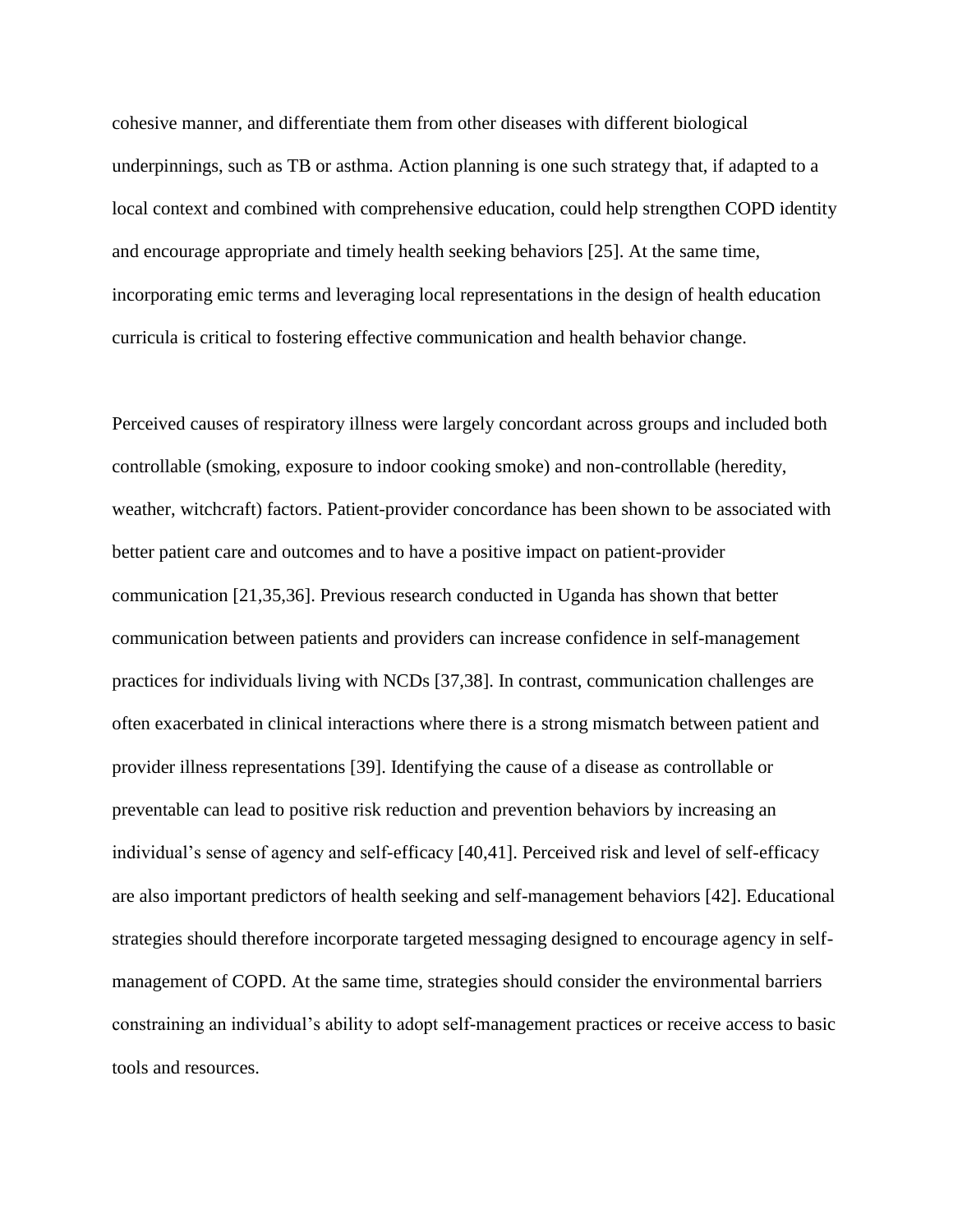cohesive manner, and differentiate them from other diseases with different biological underpinnings, such as TB or asthma. Action planning is one such strategy that, if adapted to a local context and combined with comprehensive education, could help strengthen COPD identity and encourage appropriate and timely health seeking behaviors [25]. At the same time, incorporating emic terms and leveraging local representations in the design of health education curricula is critical to fostering effective communication and health behavior change.

Perceived causes of respiratory illness were largely concordant across groups and included both controllable (smoking, exposure to indoor cooking smoke) and non-controllable (heredity, weather, witchcraft) factors. Patient-provider concordance has been shown to be associated with better patient care and outcomes and to have a positive impact on patient-provider communication [21,35,36]. Previous research conducted in Uganda has shown that better communication between patients and providers can increase confidence in self-management practices for individuals living with NCDs [37,38]. In contrast, communication challenges are often exacerbated in clinical interactions where there is a strong mismatch between patient and provider illness representations [39]. Identifying the cause of a disease as controllable or preventable can lead to positive risk reduction and prevention behaviors by increasing an individual's sense of agency and self-efficacy [40,41]. Perceived risk and level of self-efficacy are also important predictors of health seeking and self-management behaviors [42]. Educational strategies should therefore incorporate targeted messaging designed to encourage agency in self-management of COPD. At the same time, strategies should consider the environmental barriers constraining an individual's ability to adopt self-management practices or receive access to basic tools and resources.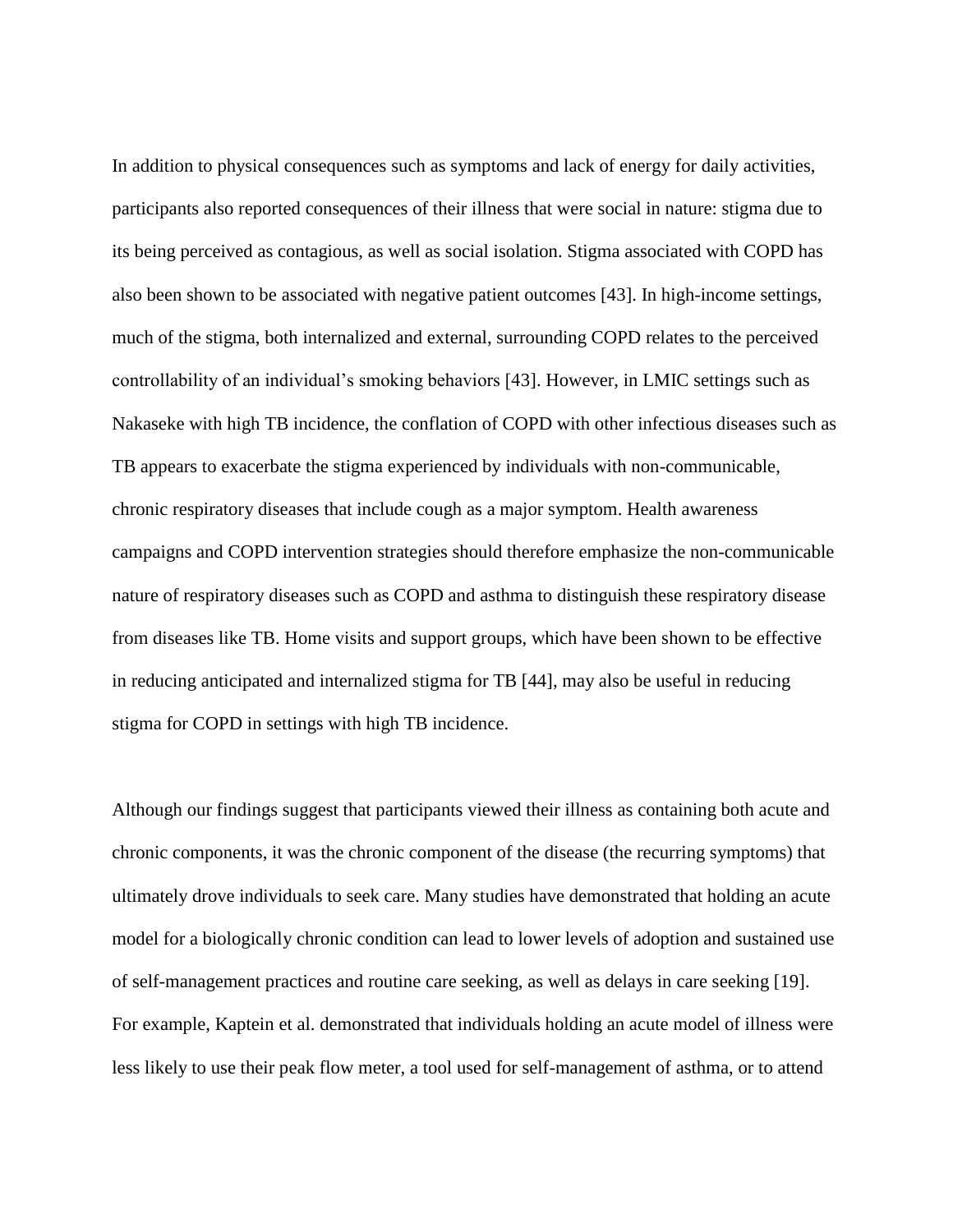In addition to physical consequences such as symptoms and lack of energy for daily activities, participants also reported consequences of their illness that were social in nature: stigma due to its being perceived as contagious, as well as social isolation. Stigma associated with COPD has also been shown to be associated with negative patient outcomes [43]. In high-income settings, much of the stigma, both internalized and external, surrounding COPD relates to the perceived controllability of an individual's smoking behaviors [43]. However, in LMIC settings such as Nakaseke with high TB incidence, the conflation of COPD with other infectious diseases such as TB appears to exacerbate the stigma experienced by individuals with non-communicable, chronic respiratory diseases that include cough as a major symptom. Health awareness campaigns and COPD intervention strategies should therefore emphasize the non-communicable nature of respiratory diseases such as COPD and asthma to distinguish these respiratory disease from diseases like TB. Home visits and support groups, which have been shown to be effective in reducing anticipated and internalized stigma for TB [44], may also be useful in reducing stigma for COPD in settings with high TB incidence.

Although our findings suggest that participants viewed their illness as containing both acute and chronic components, it was the chronic component of the disease (the recurring symptoms) that ultimately drove individuals to seek care. Many studies have demonstrated that holding an acute model for a biologically chronic condition can lead to lower levels of adoption and sustained use of self-management practices and routine care seeking, as well as delays in care seeking [19]. For example, Kaptein et al. demonstrated that individuals holding an acute model of illness were less likely to use their peak flow meter, a tool used for self-management of asthma, or to attend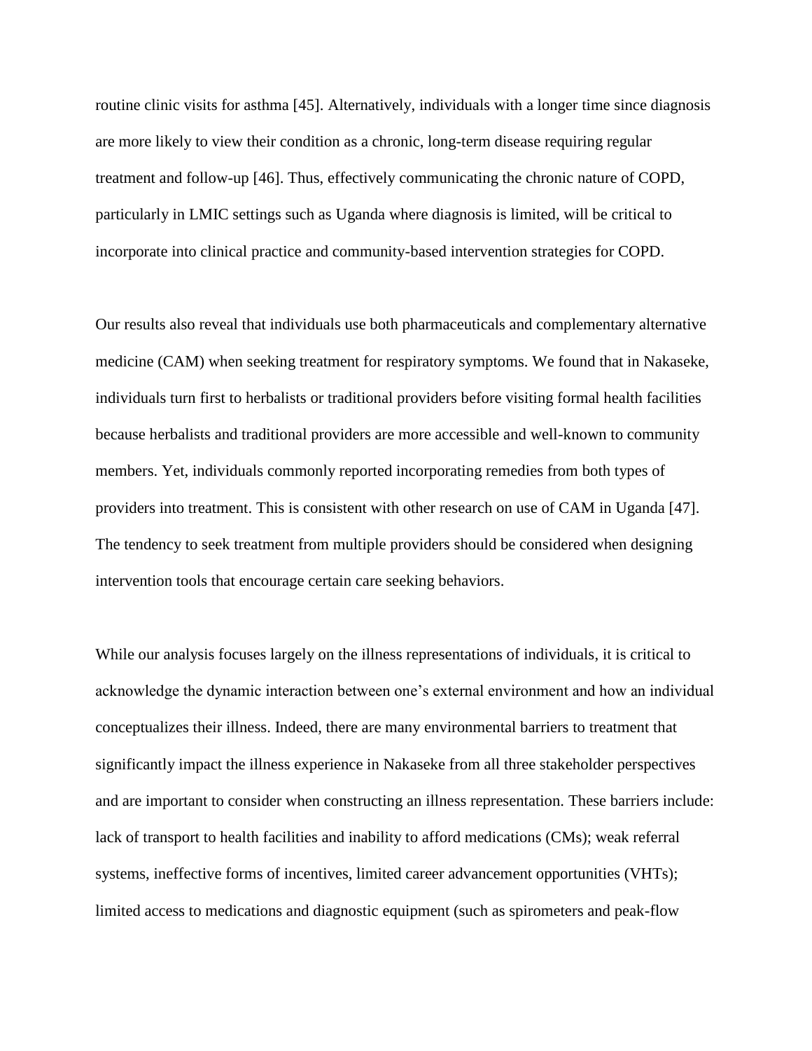routine clinic visits for asthma [45]. Alternatively, individuals with a longer time since diagnosis are more likely to view their condition as a chronic, long-term disease requiring regular treatment and follow-up [46]. Thus, effectively communicating the chronic nature of COPD, particularly in LMIC settings such as Uganda where diagnosis is limited, will be critical to incorporate into clinical practice and community-based intervention strategies for COPD.

Our results also reveal that individuals use both pharmaceuticals and complementary alternative medicine (CAM) when seeking treatment for respiratory symptoms. We found that in Nakaseke, individuals turn first to herbalists or traditional providers before visiting formal health facilities because herbalists and traditional providers are more accessible and well-known to community members. Yet, individuals commonly reported incorporating remedies from both types of providers into treatment. This is consistent with other research on use of CAM in Uganda [47]. The tendency to seek treatment from multiple providers should be considered when designing intervention tools that encourage certain care seeking behaviors.

While our analysis focuses largely on the illness representations of individuals, it is critical to acknowledge the dynamic interaction between one's external environment and how an individual conceptualizes their illness. Indeed, there are many environmental barriers to treatment that significantly impact the illness experience in Nakaseke from all three stakeholder perspectives and are important to consider when constructing an illness representation. These barriers include: lack of transport to health facilities and inability to afford medications (CMs); weak referral systems, ineffective forms of incentives, limited career advancement opportunities (VHTs); limited access to medications and diagnostic equipment (such as spirometers and peak-flow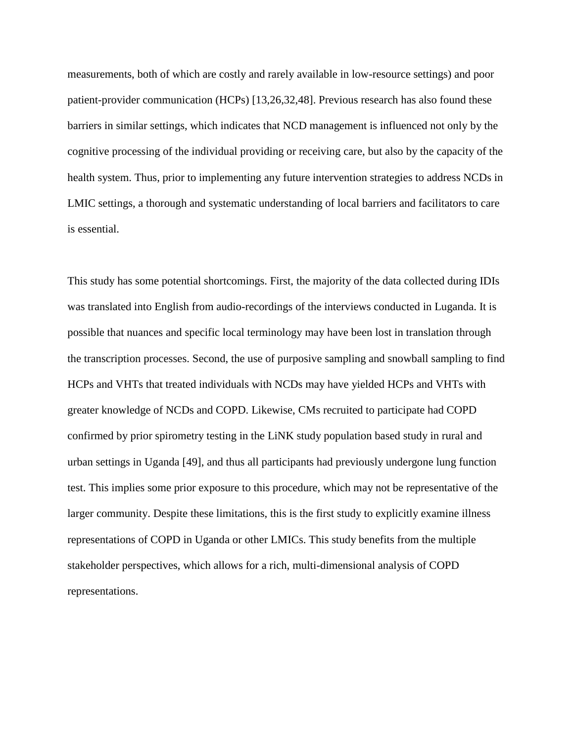measurements, both of which are costly and rarely available in low-resource settings) and poor patient-provider communication (HCPs) [13,26,32,48]. Previous research has also found these barriers in similar settings, which indicates that NCD management is influenced not only by the cognitive processing of the individual providing or receiving care, but also by the capacity of the health system. Thus, prior to implementing any future intervention strategies to address NCDs in LMIC settings, a thorough and systematic understanding of local barriers and facilitators to care is essential.

This study has some potential shortcomings. First, the majority of the data collected during IDIs was translated into English from audio-recordings of the interviews conducted in Luganda. It is possible that nuances and specific local terminology may have been lost in translation through the transcription processes. Second, the use of purposive sampling and snowball sampling to find HCPs and VHTs that treated individuals with NCDs may have yielded HCPs and VHTs with greater knowledge of NCDs and COPD. Likewise, CMs recruited to participate had COPD confirmed by prior spirometry testing in the LiNK study population based study in rural and urban settings in Uganda [49], and thus all participants had previously undergone lung function test. This implies some prior exposure to this procedure, which may not be representative of the larger community. Despite these limitations, this is the first study to explicitly examine illness representations of COPD in Uganda or other LMICs. This study benefits from the multiple stakeholder perspectives, which allows for a rich, multi-dimensional analysis of COPD representations.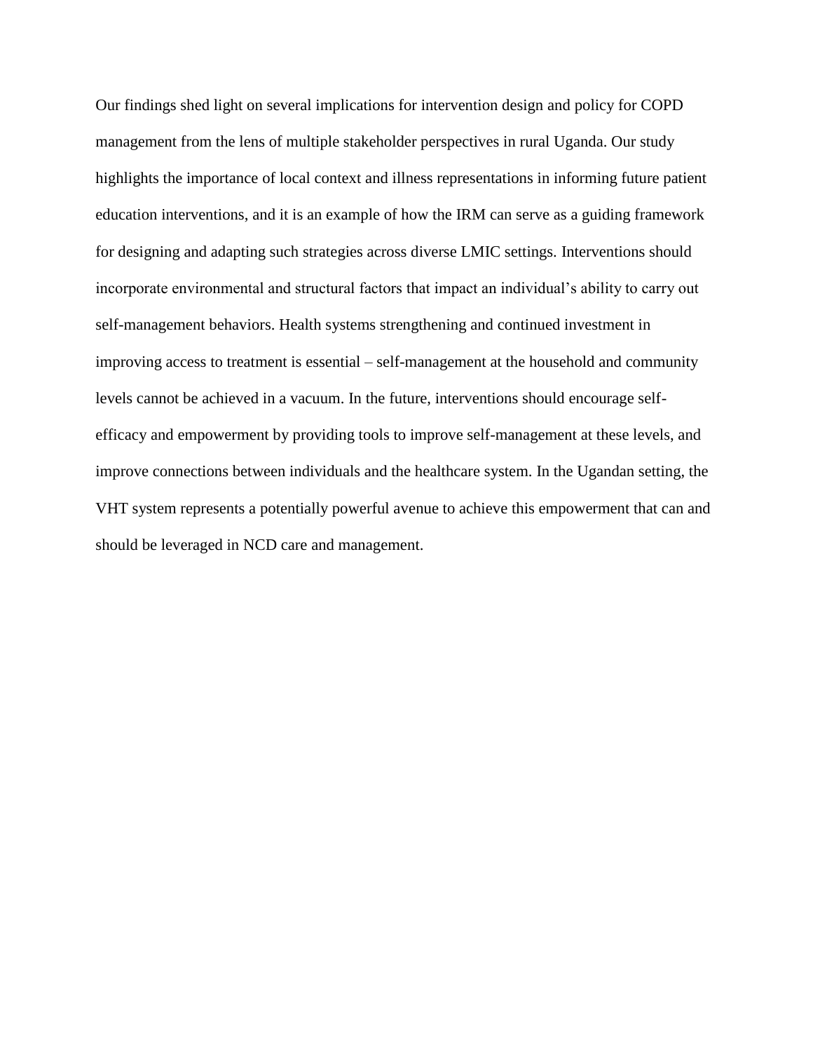Our findings shed light on several implications for intervention design and policy for COPD management from the lens of multiple stakeholder perspectives in rural Uganda. Our study highlights the importance of local context and illness representations in informing future patient education interventions, and it is an example of how the IRM can serve as a guiding framework for designing and adapting such strategies across diverse LMIC settings. Interventions should incorporate environmental and structural factors that impact an individual's ability to carry out self-management behaviors. Health systems strengthening and continued investment in improving access to treatment is essential – self-management at the household and community levels cannot be achieved in a vacuum. In the future, interventions should encourage self-efficacy and empowerment by providing tools to improve self-management at these levels, and improve connections between individuals and the healthcare system. In the Ugandan setting, the VHT system represents a potentially powerful avenue to achieve this empowerment that can and should be leveraged in NCD care and management.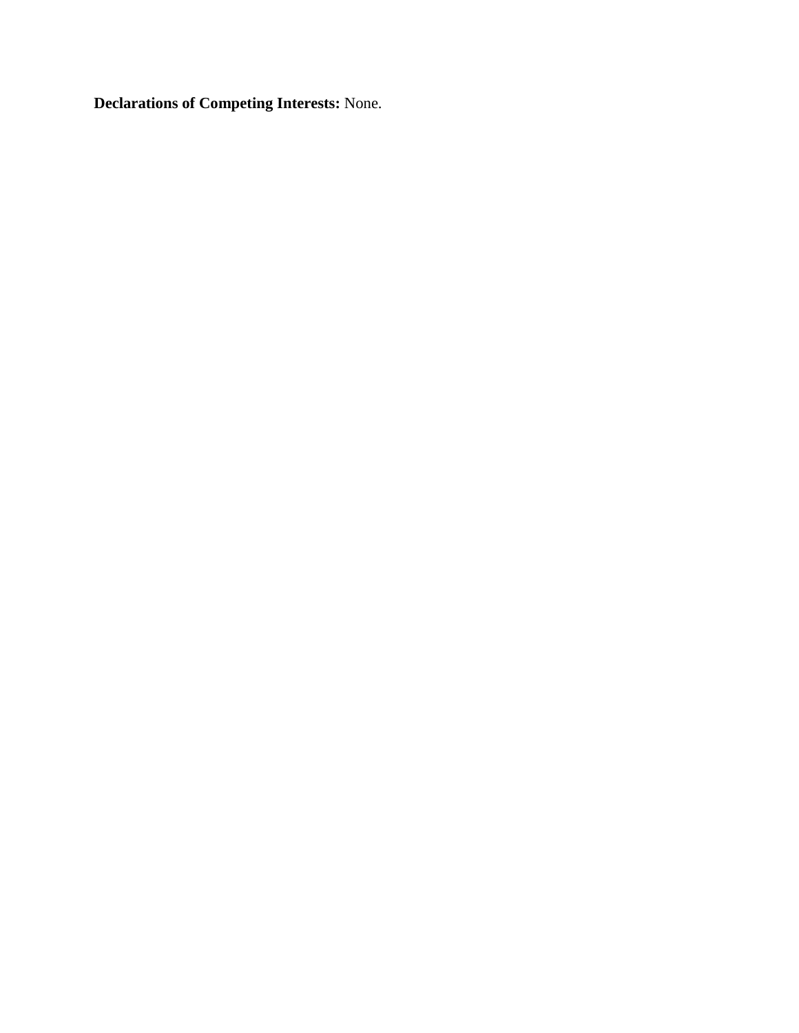**Declarations of Competing Interests:** None.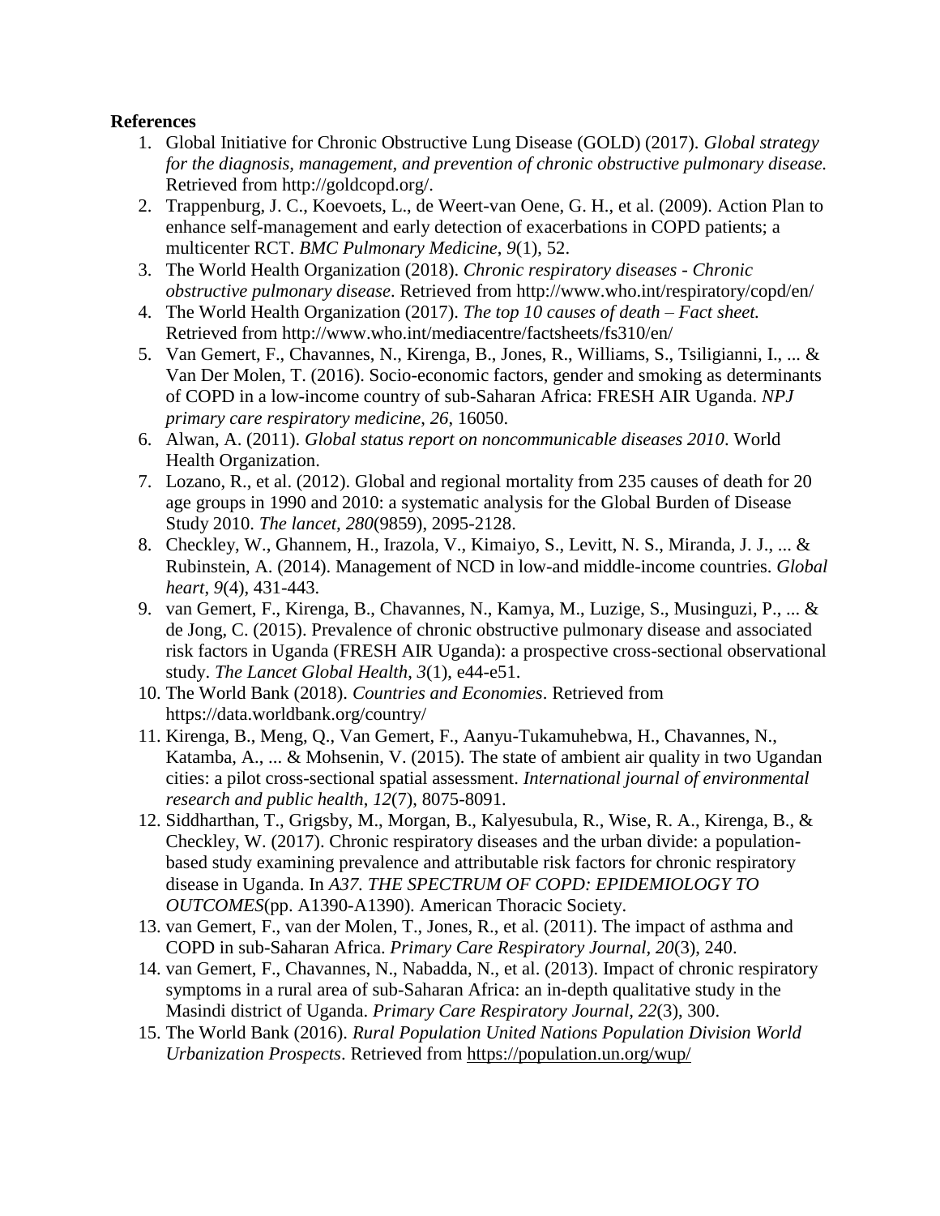**References**

1. Global Initiative for Chronic Obstructive Lung Disease (GOLD) (2017). *Global strategy for the diagnosis, management, and prevention of chronic obstructive pulmonary disease.* Retrieved from http://goldcopd.org/.
2. Trappenburg, J. C., Koevoets, L., de Weert-van Oene, G. H., et al. (2009). Action Plan to enhance self-management and early detection of exacerbations in COPD patients; a multicenter RCT. *BMC Pulmonary Medicine*, *9*(1), 52.
3. The World Health Organization (2018). *Chronic respiratory diseases - Chronic obstructive pulmonary disease*. Retrieved from http://www.who.int/respiratory/copd/en/
4. The World Health Organization (2017). *The top 10 causes of death – Fact sheet.* Retrieved from http://www.who.int/mediacentre/factsheets/fs310/en/
5. Van Gemert, F., Chavannes, N., Kirenga, B., Jones, R., Williams, S., Tsiligianni, I., ... & Van Der Molen, T. (2016). Socio-economic factors, gender and smoking as determinants of COPD in a low-income country of sub-Saharan Africa: FRESH AIR Uganda. *NPJ primary care respiratory medicine*, *26*, 16050.
6. Alwan, A. (2011). *Global status report on noncommunicable diseases 2010*. World Health Organization.
7. Lozano, R., et al. (2012). Global and regional mortality from 235 causes of death for 20 age groups in 1990 and 2010: a systematic analysis for the Global Burden of Disease Study 2010. *The lancet, 280*(9859), 2095-2128.
8. Checkley, W., Ghannem, H., Irazola, V., Kimaiyo, S., Levitt, N. S., Miranda, J. J., ... & Rubinstein, A. (2014). Management of NCD in low-and middle-income countries. *Global heart*, *9*(4), 431-443.
9. van Gemert, F., Kirenga, B., Chavannes, N., Kamya, M., Luzige, S., Musinguzi, P., ... & de Jong, C. (2015). Prevalence of chronic obstructive pulmonary disease and associated risk factors in Uganda (FRESH AIR Uganda): a prospective cross-sectional observational study. *The Lancet Global Health*, *3*(1), e44-e51.
10. The World Bank (2018). *Countries and Economies*. Retrieved from https://data.worldbank.org/country/
11. Kirenga, B., Meng, Q., Van Gemert, F., Aanyu-Tukamuhebwa, H., Chavannes, N., Katamba, A., ... & Mohsenin, V. (2015). The state of ambient air quality in two Ugandan cities: a pilot cross-sectional spatial assessment. *International journal of environmental research and public health*, *12*(7), 8075-8091.
12. Siddharthan, T., Grigsby, M., Morgan, B., Kalyesubula, R., Wise, R. A., Kirenga, B., & Checkley, W. (2017). Chronic respiratory diseases and the urban divide: a population-based study examining prevalence and attributable risk factors for chronic respiratory disease in Uganda. In *A37. THE SPECTRUM OF COPD: EPIDEMIOLOGY TO OUTCOMES*(pp. A1390-A1390). American Thoracic Society.
13. van Gemert, F., van der Molen, T., Jones, R., et al. (2011). The impact of asthma and COPD in sub-Saharan Africa. *Primary Care Respiratory Journal, 20*(3), 240.
14. van Gemert, F., Chavannes, N., Nabadda, N., et al. (2013). Impact of chronic respiratory symptoms in a rural area of sub-Saharan Africa: an in-depth qualitative study in the Masindi district of Uganda. *Primary Care Respiratory Journal, 22*(3), 300.
15. The World Bank (2016). *Rural Population United Nations Population Division World Urbanization Prospects*. Retrieved from https://population.un.org/wup/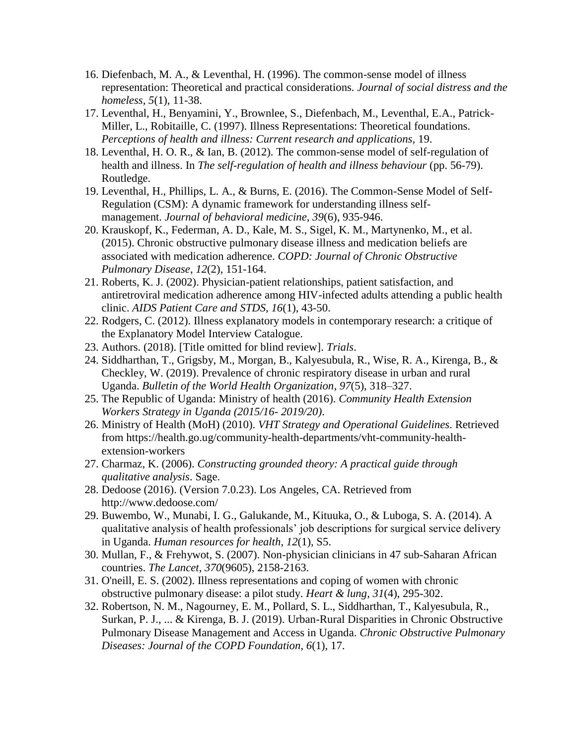16. Diefenbach, M. A., & Leventhal, H. (1996). The common-sense model of illness representation: Theoretical and practical considerations. *Journal of social distress and the homeless*, *5*(1), 11-38.
17. Leventhal, H., Benyamini, Y., Brownlee, S., Diefenbach, M., Leventhal, E.A., Patrick-Miller, L., Robitaille, C. (1997). Illness Representations: Theoretical foundations. *Perceptions of health and illness: Current research and applications*, 19.
18. Leventhal, H. O. R., & Ian, B. (2012). The common-sense model of self-regulation of health and illness. In *The self-regulation of health and illness behaviour* (pp. 56-79). Routledge.
19. Leventhal, H., Phillips, L. A., & Burns, E. (2016). The Common-Sense Model of Self-Regulation (CSM): A dynamic framework for understanding illness self-management. *Journal of behavioral medicine*, *39*(6), 935-946.
20. Krauskopf, K., Federman, A. D., Kale, M. S., Sigel, K. M., Martynenko, M., et al. (2015). Chronic obstructive pulmonary disease illness and medication beliefs are associated with medication adherence. *COPD: Journal of Chronic Obstructive Pulmonary Disease*, *12*(2), 151-164.
21. Roberts, K. J. (2002). Physician-patient relationships, patient satisfaction, and antiretroviral medication adherence among HIV-infected adults attending a public health clinic. *AIDS Patient Care and STDS*, *16*(1), 43-50.
22. Rodgers, C. (2012). Illness explanatory models in contemporary research: a critique of the Explanatory Model Interview Catalogue.
23. Authors. (2018). [Title omitted for blind review]. *Trials*.
24. Siddharthan, T., Grigsby, M., Morgan, B., Kalyesubula, R., Wise, R. A., Kirenga, B., & Checkley, W. (2019). Prevalence of chronic respiratory disease in urban and rural Uganda. *Bulletin of the World Health Organization*, *97*(5), 318–327.
25. The Republic of Uganda: Ministry of health (2016). *Community Health Extension Workers Strategy in Uganda (2015/16- 2019/20)*.
26. Ministry of Health (MoH) (2010). *VHT Strategy and Operational Guidelines*. Retrieved from https://health.go.ug/community-health-departments/vht-community-health-extension-workers
27. Charmaz, K. (2006). *Constructing grounded theory: A practical guide through qualitative analysis*. Sage.
28. Dedoose (2016). (Version 7.0.23). Los Angeles, CA. Retrieved from http://www.dedoose.com/
29. Buwembo, W., Munabi, I. G., Galukande, M., Kituuka, O., & Luboga, S. A. (2014). A qualitative analysis of health professionals' job descriptions for surgical service delivery in Uganda. *Human resources for health*, *12*(1), S5.
30. Mullan, F., & Frehywot, S. (2007). Non-physician clinicians in 47 sub-Saharan African countries. *The Lancet*, *370*(9605), 2158-2163.
31. O'neill, E. S. (2002). Illness representations and coping of women with chronic obstructive pulmonary disease: a pilot study. *Heart & lung*, *31*(4), 295-302.
32. Robertson, N. M., Nagourney, E. M., Pollard, S. L., Siddharthan, T., Kalyesubula, R., Surkan, P. J., ... & Kirenga, B. J. (2019). Urban-Rural Disparities in Chronic Obstructive Pulmonary Disease Management and Access in Uganda. *Chronic Obstructive Pulmonary Diseases: Journal of the COPD Foundation*, *6*(1), 17.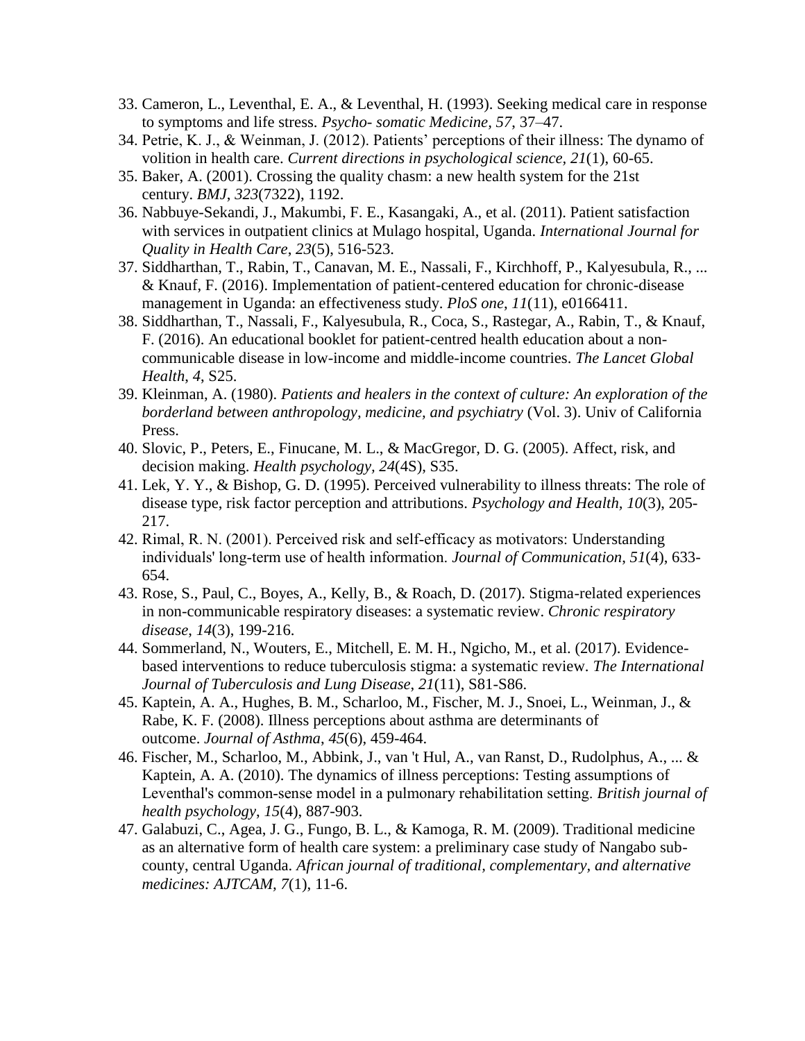33. Cameron, L., Leventhal, E. A., & Leventhal, H. (1993). Seeking medical care in response to symptoms and life stress. *Psycho- somatic Medicine, 57*, 37–47.
34. Petrie, K. J., & Weinman, J. (2012). Patients' perceptions of their illness: The dynamo of volition in health care. *Current directions in psychological science, 21*(1), 60-65.
35. Baker, A. (2001). Crossing the quality chasm: a new health system for the 21st century. *BMJ*, *323*(7322), 1192.
36. Nabbuye-Sekandi, J., Makumbi, F. E., Kasangaki, A., et al. (2011). Patient satisfaction with services in outpatient clinics at Mulago hospital, Uganda. *International Journal for Quality in Health Care*, *23*(5), 516-523.
37. Siddharthan, T., Rabin, T., Canavan, M. E., Nassali, F., Kirchhoff, P., Kalyesubula, R., ... & Knauf, F. (2016). Implementation of patient-centered education for chronic-disease management in Uganda: an effectiveness study. *PloS one*, *11*(11), e0166411.
38. Siddharthan, T., Nassali, F., Kalyesubula, R., Coca, S., Rastegar, A., Rabin, T., & Knauf, F. (2016). An educational booklet for patient-centred health education about a non-communicable disease in low-income and middle-income countries. *The Lancet Global Health*, *4*, S25.
39. Kleinman, A. (1980). *Patients and healers in the context of culture: An exploration of the borderland between anthropology, medicine, and psychiatry* (Vol. 3). Univ of California Press.
40. Slovic, P., Peters, E., Finucane, M. L., & MacGregor, D. G. (2005). Affect, risk, and decision making. *Health psychology, 24*(4S), S35.
41. Lek, Y. Y., & Bishop, G. D. (1995). Perceived vulnerability to illness threats: The role of disease type, risk factor perception and attributions. *Psychology and Health, 10*(3), 205-217.
42. Rimal, R. N. (2001). Perceived risk and self-efficacy as motivators: Understanding individuals' long-term use of health information. *Journal of Communication*, *51*(4), 633-654.
43. Rose, S., Paul, C., Boyes, A., Kelly, B., & Roach, D. (2017). Stigma-related experiences in non-communicable respiratory diseases: a systematic review. *Chronic respiratory disease*, *14*(3), 199-216.
44. Sommerland, N., Wouters, E., Mitchell, E. M. H., Ngicho, M., et al. (2017). Evidence-based interventions to reduce tuberculosis stigma: a systematic review. *The International Journal of Tuberculosis and Lung Disease*, *21*(11), S81-S86.
45. Kaptein, A. A., Hughes, B. M., Scharloo, M., Fischer, M. J., Snoei, L., Weinman, J., & Rabe, K. F. (2008). Illness perceptions about asthma are determinants of outcome. *Journal of Asthma*, *45*(6), 459-464.
46. Fischer, M., Scharloo, M., Abbink, J., van 't Hul, A., van Ranst, D., Rudolphus, A., ... & Kaptein, A. A. (2010). The dynamics of illness perceptions: Testing assumptions of Leventhal's common-sense model in a pulmonary rehabilitation setting. *British journal of health psychology*, *15*(4), 887-903.
47. Galabuzi, C., Agea, J. G., Fungo, B. L., & Kamoga, R. M. (2009). Traditional medicine as an alternative form of health care system: a preliminary case study of Nangabo sub-county, central Uganda. *African journal of traditional, complementary, and alternative medicines: AJTCAM, 7*(1), 11-6.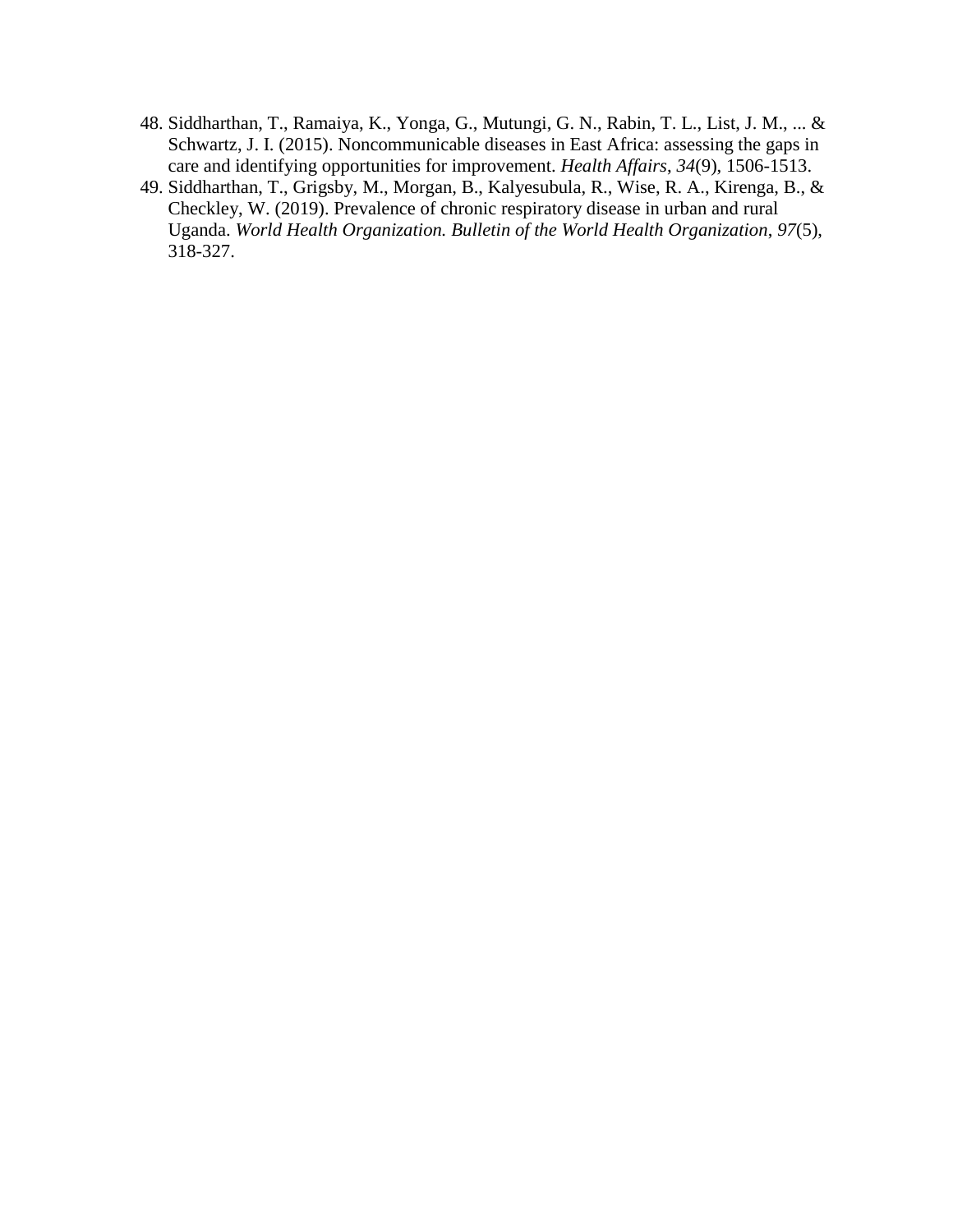48. Siddharthan, T., Ramaiya, K., Yonga, G., Mutungi, G. N., Rabin, T. L., List, J. M., ... & Schwartz, J. I. (2015). Noncommunicable diseases in East Africa: assessing the gaps in care and identifying opportunities for improvement. *Health Affairs*, *34*(9), 1506-1513.
49. Siddharthan, T., Grigsby, M., Morgan, B., Kalyesubula, R., Wise, R. A., Kirenga, B., & Checkley, W. (2019). Prevalence of chronic respiratory disease in urban and rural Uganda. *World Health Organization. Bulletin of the World Health Organization*, *97*(5), 318-327.